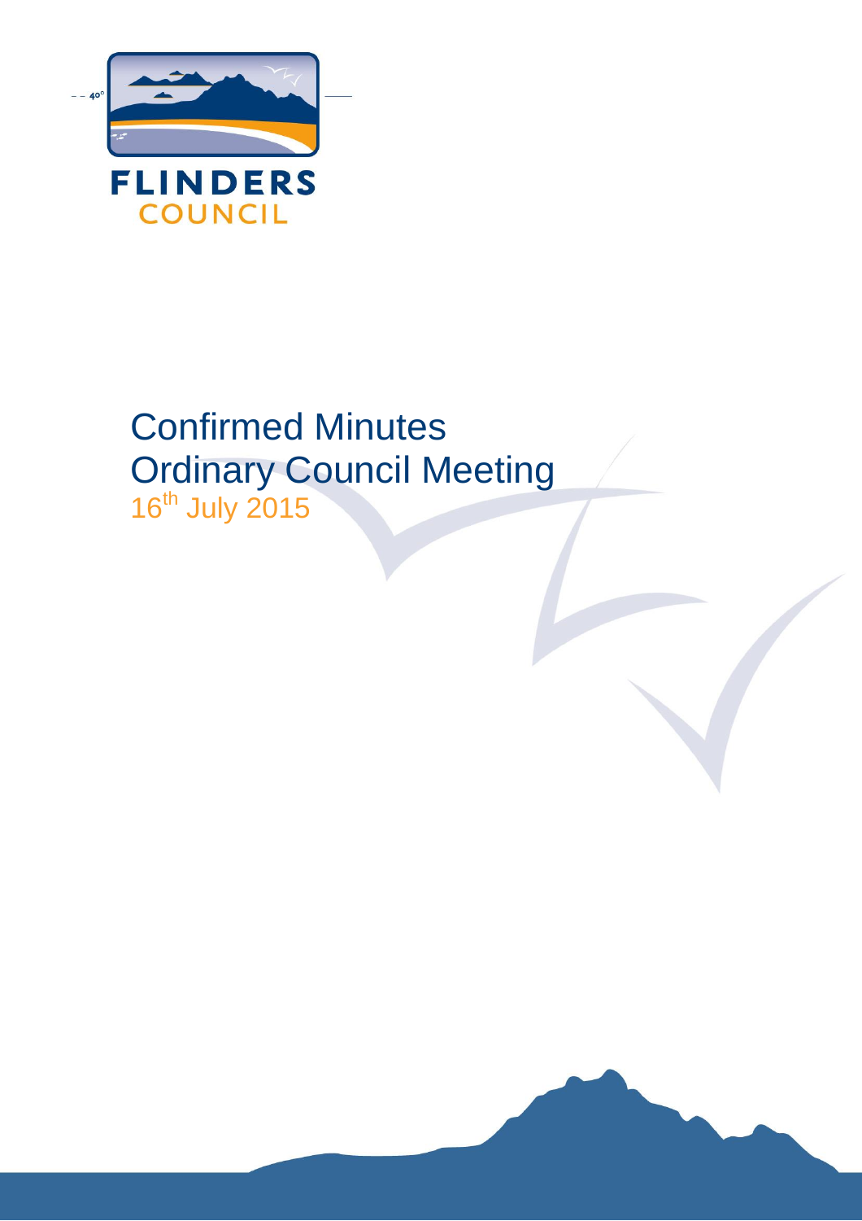FLINDERS COUNCIL

# Confirmed Minutes
# Ordinary Council Meeting

16th July 2015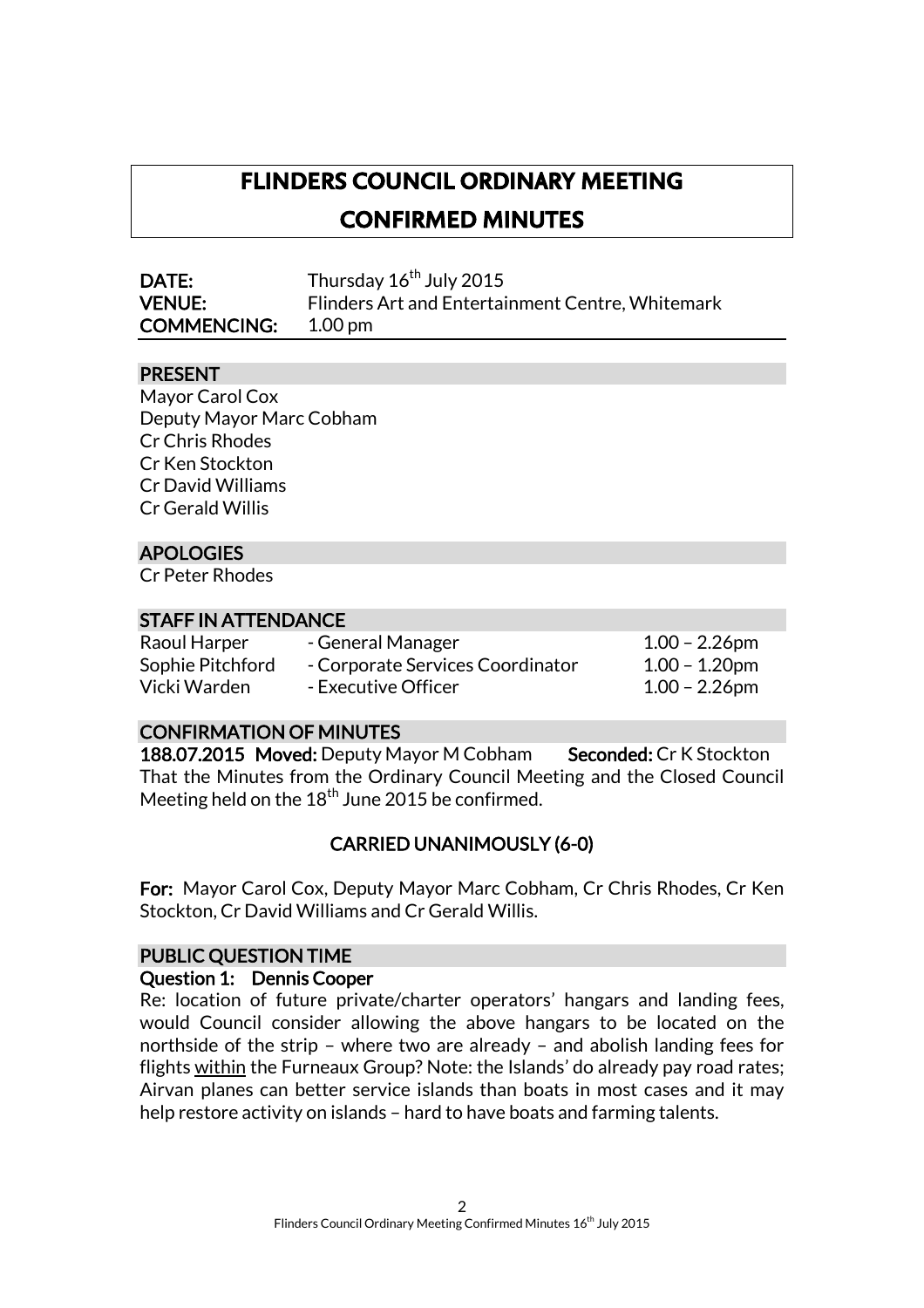# FLINDERS COUNCIL ORDINARY MEETING

# CONFIRMED MINUTES

**DATE:** Thursday 16th July 2015
**VENUE:** Flinders Art and Entertainment Centre, Whitemark
**COMMENCING:** 1.00 pm

## PRESENT

Mayor Carol Cox
Deputy Mayor Marc Cobham
Cr Chris Rhodes
Cr Ken Stockton
Cr David Williams
Cr Gerald Willis

## APOLOGIES

Cr Peter Rhodes

## STAFF IN ATTENDANCE

| | | |
|---|---|---|
| Raoul Harper | - General Manager | 1.00 – 2.26pm |
| Sophie Pitchford | - Corporate Services Coordinator | 1.00 – 1.20pm |
| Vicki Warden | - Executive Officer | 1.00 – 2.26pm |

## CONFIRMATION OF MINUTES

**188.07.2015 Moved:** Deputy Mayor M Cobham **Seconded:** Cr K Stockton

That the Minutes from the Ordinary Council Meeting and the Closed Council Meeting held on the 18th June 2015 be confirmed.

**CARRIED UNANIMOUSLY (6-0)**

**For:** Mayor Carol Cox, Deputy Mayor Marc Cobham, Cr Chris Rhodes, Cr Ken Stockton, Cr David Williams and Cr Gerald Willis.

## PUBLIC QUESTION TIME

**Question 1: Dennis Cooper**

Re: location of future private/charter operators' hangars and landing fees, would Council consider allowing the above hangars to be located on the northside of the strip – where two are already – and abolish landing fees for flights within the Furneaux Group? Note: the Islands' do already pay road rates; Airvan planes can better service islands than boats in most cases and it may help restore activity on islands – hard to have boats and farming talents.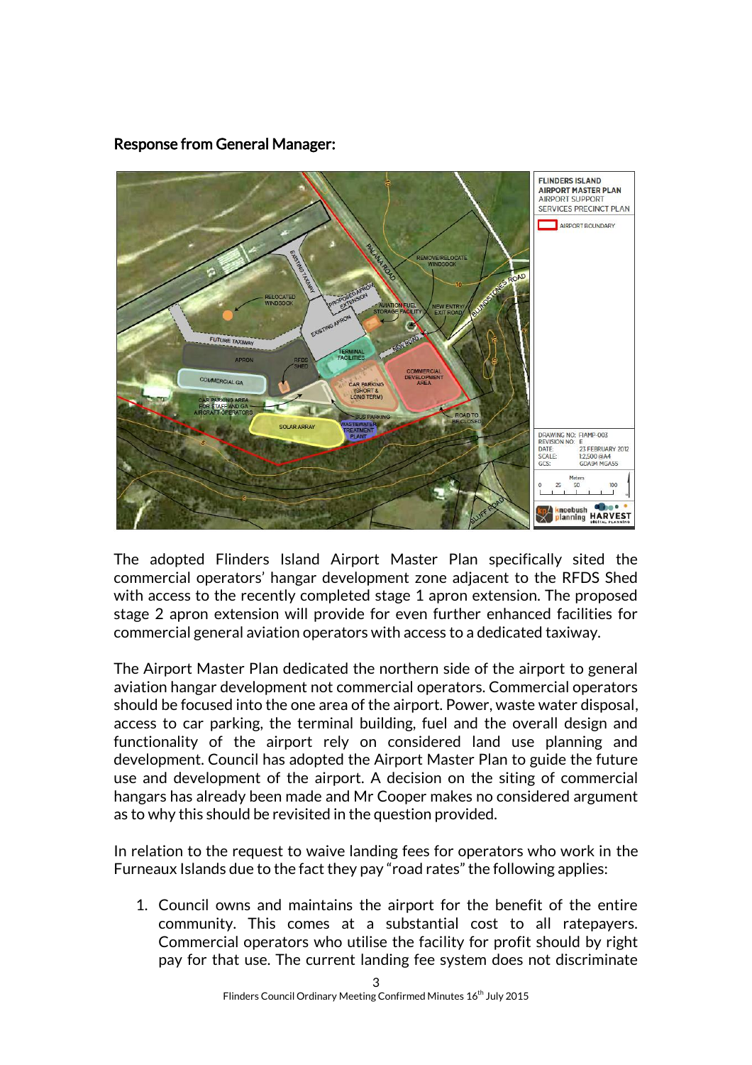**Response from General Manager:**

The adopted Flinders Island Airport Master Plan specifically sited the commercial operators' hangar development zone adjacent to the RFDS Shed with access to the recently completed stage 1 apron extension. The proposed stage 2 apron extension will provide for even further enhanced facilities for commercial general aviation operators with access to a dedicated taxiway.

The Airport Master Plan dedicated the northern side of the airport to general aviation hangar development not commercial operators. Commercial operators should be focused into the one area of the airport. Power, waste water disposal, access to car parking, the terminal building, fuel and the overall design and functionality of the airport rely on considered land use planning and development. Council has adopted the Airport Master Plan to guide the future use and development of the airport. A decision on the siting of commercial hangars has already been made and Mr Cooper makes no considered argument as to why this should be revisited in the question provided.

In relation to the request to waive landing fees for operators who work in the Furneaux Islands due to the fact they pay "road rates" the following applies:

1. Council owns and maintains the airport for the benefit of the entire community. This comes at a substantial cost to all ratepayers. Commercial operators who utilise the facility for profit should by right pay for that use. The current landing fee system does not discriminate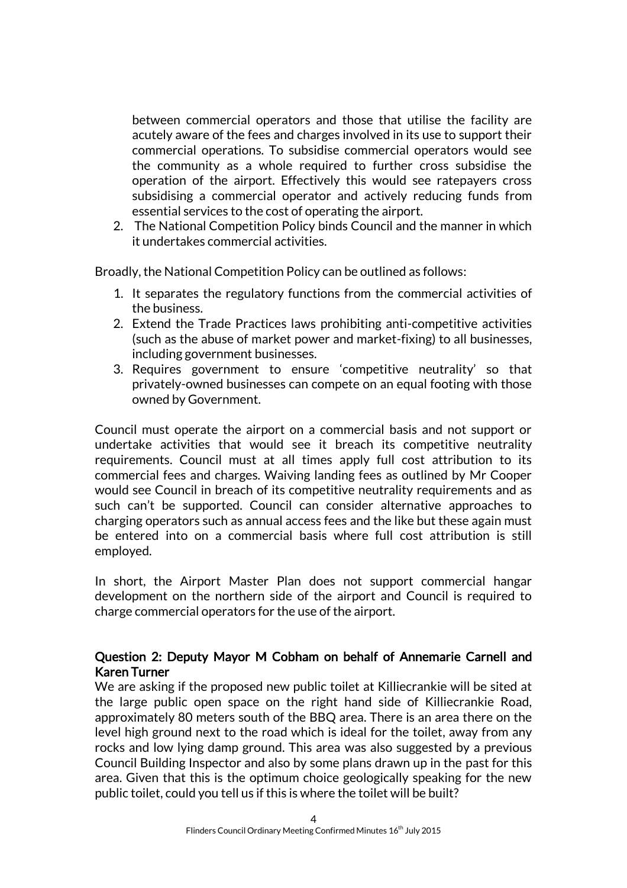between commercial operators and those that utilise the facility are acutely aware of the fees and charges involved in its use to support their commercial operations. To subsidise commercial operators would see the community as a whole required to further cross subsidise the operation of the airport. Effectively this would see ratepayers cross subsidising a commercial operator and actively reducing funds from essential services to the cost of operating the airport.

2. The National Competition Policy binds Council and the manner in which it undertakes commercial activities.

Broadly, the National Competition Policy can be outlined as follows:

1. It separates the regulatory functions from the commercial activities of the business.
2. Extend the Trade Practices laws prohibiting anti-competitive activities (such as the abuse of market power and market-fixing) to all businesses, including government businesses.
3. Requires government to ensure 'competitive neutrality' so that privately-owned businesses can compete on an equal footing with those owned by Government.

Council must operate the airport on a commercial basis and not support or undertake activities that would see it breach its competitive neutrality requirements. Council must at all times apply full cost attribution to its commercial fees and charges. Waiving landing fees as outlined by Mr Cooper would see Council in breach of its competitive neutrality requirements and as such can't be supported. Council can consider alternative approaches to charging operators such as annual access fees and the like but these again must be entered into on a commercial basis where full cost attribution is still employed.

In short, the Airport Master Plan does not support commercial hangar development on the northern side of the airport and Council is required to charge commercial operators for the use of the airport.

**Question 2: Deputy Mayor M Cobham on behalf of Annemarie Carnell and Karen Turner**

We are asking if the proposed new public toilet at Killiecrankie will be sited at the large public open space on the right hand side of Killiecrankie Road, approximately 80 meters south of the BBQ area. There is an area there on the level high ground next to the road which is ideal for the toilet, away from any rocks and low lying damp ground. This area was also suggested by a previous Council Building Inspector and also by some plans drawn up in the past for this area. Given that this is the optimum choice geologically speaking for the new public toilet, could you tell us if this is where the toilet will be built?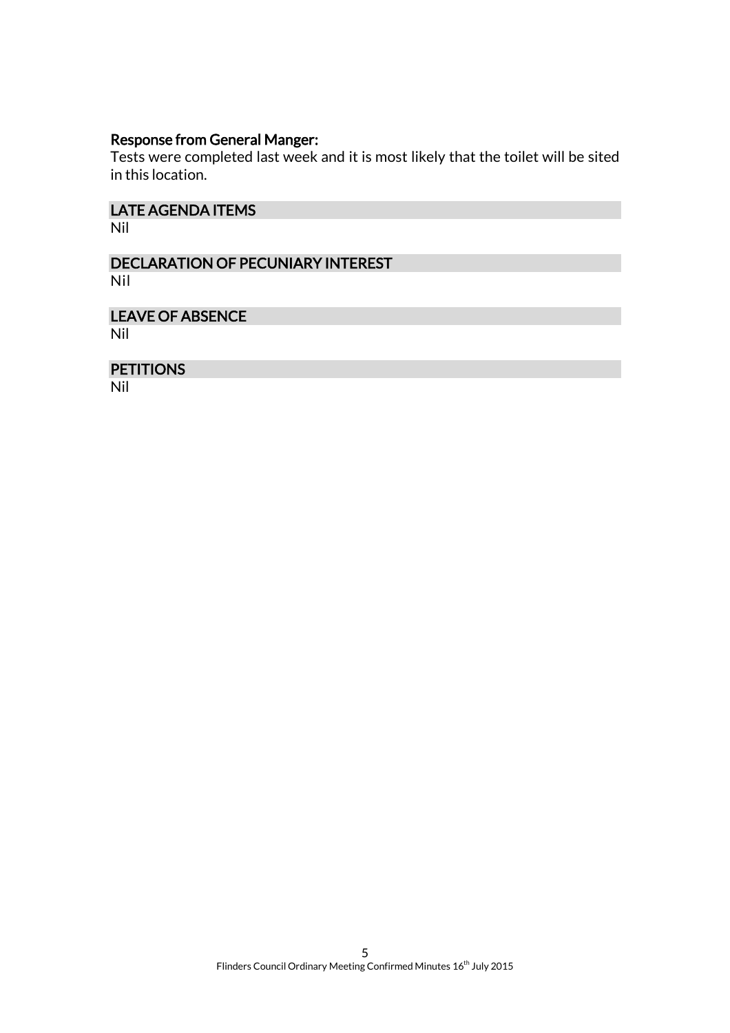**Response from General Manger:**
Tests were completed last week and it is most likely that the toilet will be sited in this location.

## LATE AGENDA ITEMS

Nil

## DECLARATION OF PECUNIARY INTEREST

Nil

## LEAVE OF ABSENCE

Nil

## PETITIONS

Nil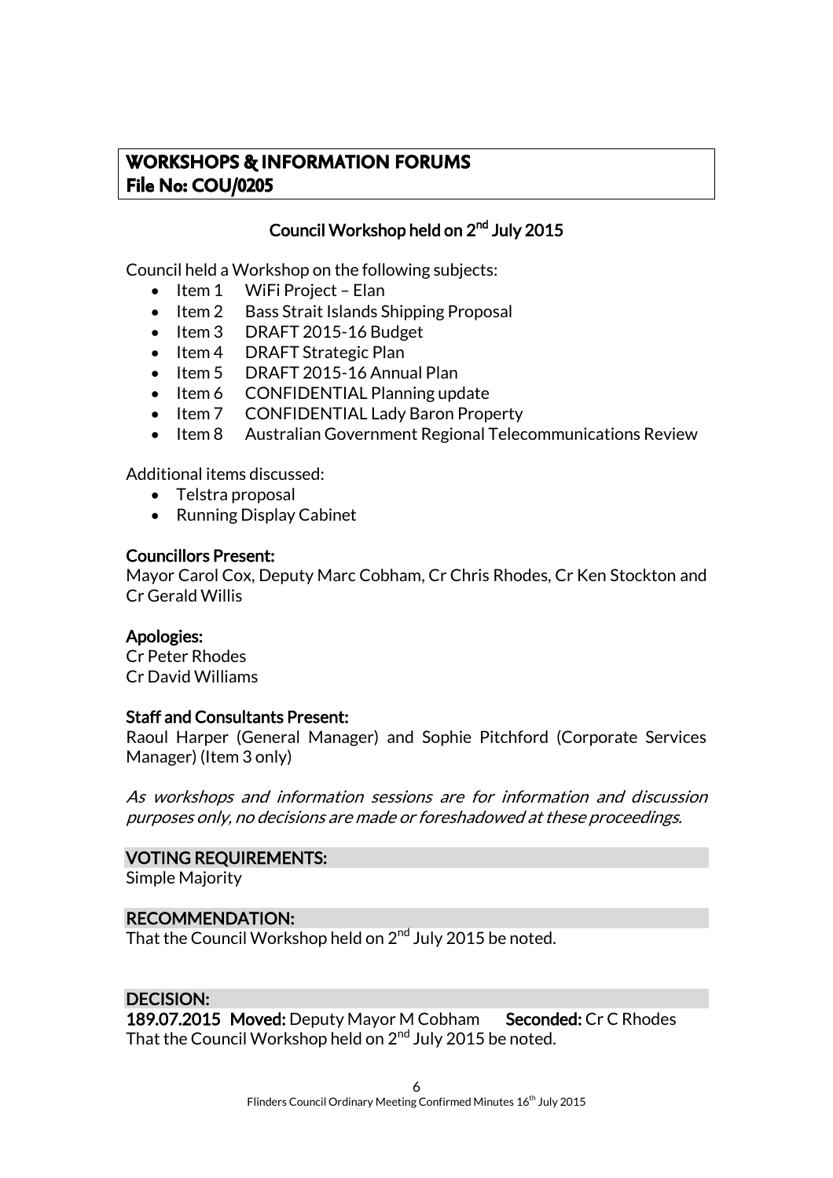## WORKSHOPS & INFORMATION FORUMS
## File No: COU/0205

### Council Workshop held on 2nd July 2015

Council held a Workshop on the following subjects:

- Item 1 WiFi Project – Elan
- Item 2 Bass Strait Islands Shipping Proposal
- Item 3 DRAFT 2015-16 Budget
- Item 4 DRAFT Strategic Plan
- Item 5 DRAFT 2015-16 Annual Plan
- Item 6 CONFIDENTIAL Planning update
- Item 7 CONFIDENTIAL Lady Baron Property
- Item 8 Australian Government Regional Telecommunications Review

Additional items discussed:

- Telstra proposal
- Running Display Cabinet

**Councillors Present:**
Mayor Carol Cox, Deputy Marc Cobham, Cr Chris Rhodes, Cr Ken Stockton and Cr Gerald Willis

**Apologies:**
Cr Peter Rhodes
Cr David Williams

**Staff and Consultants Present:**
Raoul Harper (General Manager) and Sophie Pitchford (Corporate Services Manager) (Item 3 only)

*As workshops and information sessions are for information and discussion purposes only, no decisions are made or foreshadowed at these proceedings.*

**VOTING REQUIREMENTS:**
Simple Majority

**RECOMMENDATION:**
That the Council Workshop held on 2nd July 2015 be noted.

**DECISION:**
**189.07.2015 Moved:** Deputy Mayor M Cobham **Seconded:** Cr C Rhodes
That the Council Workshop held on 2nd July 2015 be noted.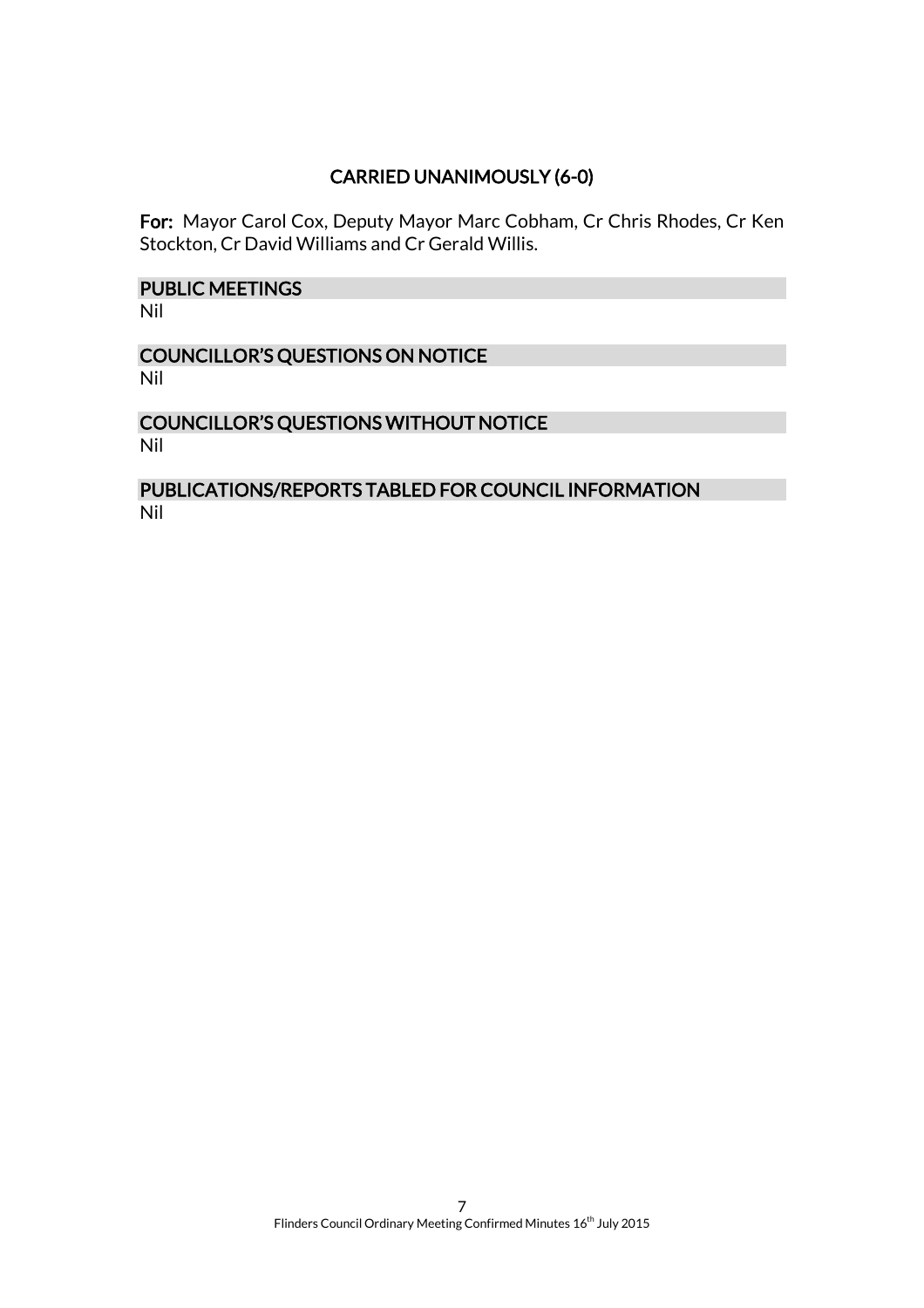**CARRIED UNANIMOUSLY (6-0)**

**For:** Mayor Carol Cox, Deputy Mayor Marc Cobham, Cr Chris Rhodes, Cr Ken Stockton, Cr David Williams and Cr Gerald Willis.

## PUBLIC MEETINGS

Nil

## COUNCILLOR'S QUESTIONS ON NOTICE

Nil

## COUNCILLOR'S QUESTIONS WITHOUT NOTICE

Nil

## PUBLICATIONS/REPORTS TABLED FOR COUNCIL INFORMATION

Nil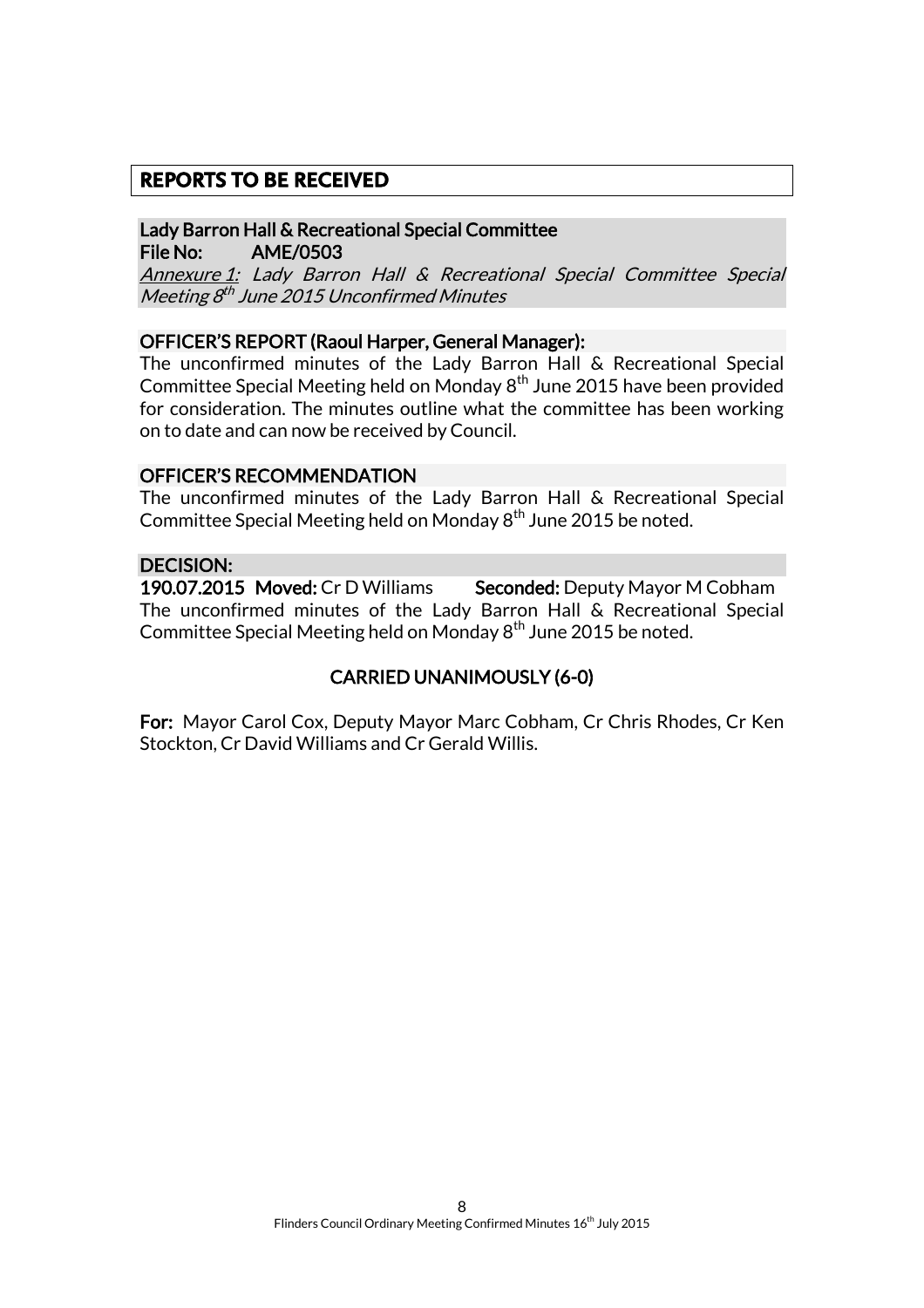## REPORTS TO BE RECEIVED

### Lady Barron Hall & Recreational Special Committee

**File No: AME/0503**

*Annexure 1: Lady Barron Hall & Recreational Special Committee Special Meeting 8th June 2015 Unconfirmed Minutes*

### OFFICER'S REPORT (Raoul Harper, General Manager):

The unconfirmed minutes of the Lady Barron Hall & Recreational Special Committee Special Meeting held on Monday 8th June 2015 have been provided for consideration. The minutes outline what the committee has been working on to date and can now be received by Council.

### OFFICER'S RECOMMENDATION

The unconfirmed minutes of the Lady Barron Hall & Recreational Special Committee Special Meeting held on Monday 8th June 2015 be noted.

### DECISION:

**190.07.2015 Moved:** Cr D Williams **Seconded:** Deputy Mayor M Cobham

The unconfirmed minutes of the Lady Barron Hall & Recreational Special Committee Special Meeting held on Monday 8th June 2015 be noted.

**CARRIED UNANIMOUSLY (6-0)**

**For:** Mayor Carol Cox, Deputy Mayor Marc Cobham, Cr Chris Rhodes, Cr Ken Stockton, Cr David Williams and Cr Gerald Willis.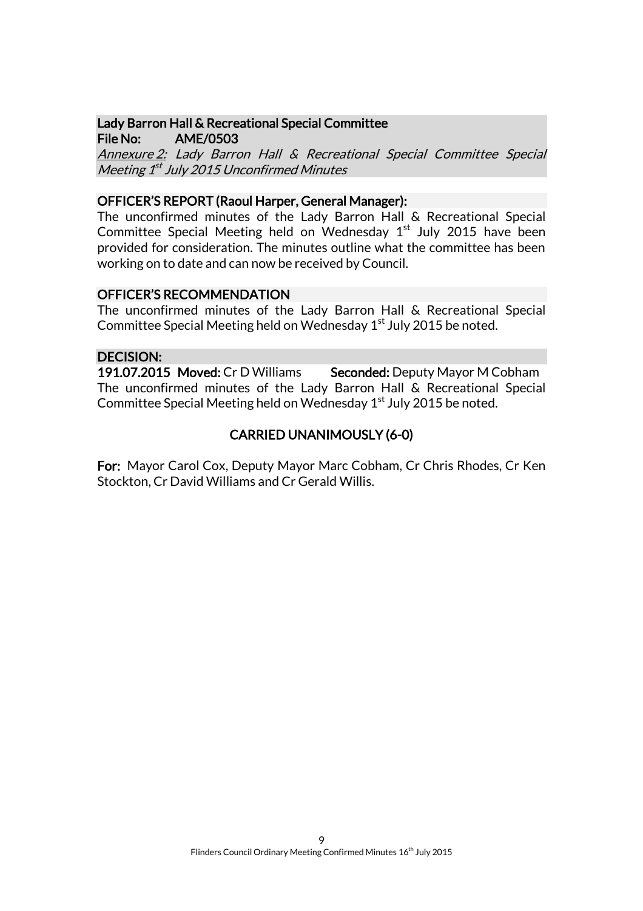**Lady Barron Hall & Recreational Special Committee**
**File No: AME/0503**
*Annexure 2: Lady Barron Hall & Recreational Special Committee Special Meeting 1st July 2015 Unconfirmed Minutes*

**OFFICER'S REPORT (Raoul Harper, General Manager):**

The unconfirmed minutes of the Lady Barron Hall & Recreational Special Committee Special Meeting held on Wednesday 1st July 2015 have been provided for consideration. The minutes outline what the committee has been working on to date and can now be received by Council.

**OFFICER'S RECOMMENDATION**

The unconfirmed minutes of the Lady Barron Hall & Recreational Special Committee Special Meeting held on Wednesday 1st July 2015 be noted.

**DECISION:**

**191.07.2015 Moved:** Cr D Williams **Seconded:** Deputy Mayor M Cobham

The unconfirmed minutes of the Lady Barron Hall & Recreational Special Committee Special Meeting held on Wednesday 1st July 2015 be noted.

**CARRIED UNANIMOUSLY (6-0)**

**For:** Mayor Carol Cox, Deputy Mayor Marc Cobham, Cr Chris Rhodes, Cr Ken Stockton, Cr David Williams and Cr Gerald Willis.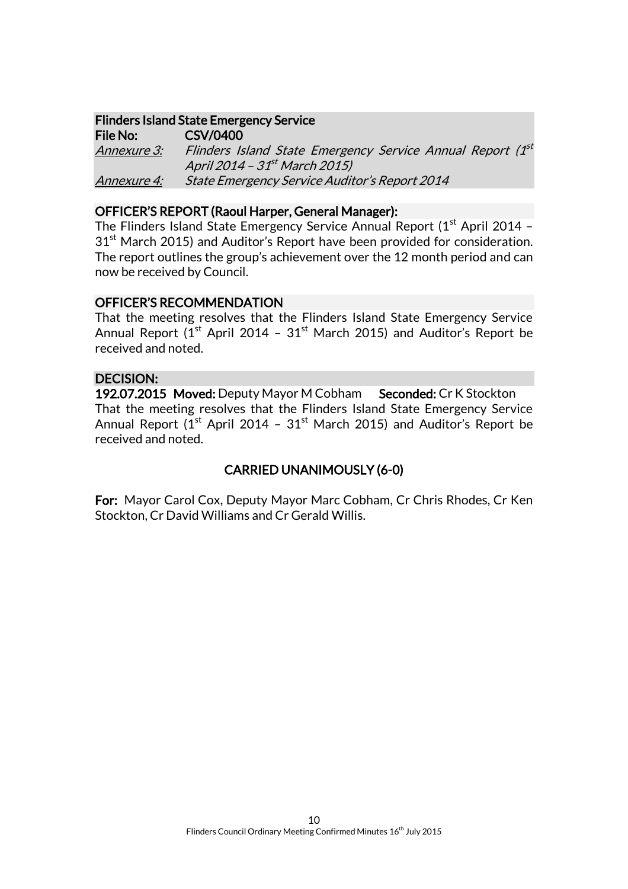**Flinders Island State Emergency Service**

**File No: CSV/0400**

*Annexure 3:* *Flinders Island State Emergency Service Annual Report (1st April 2014 – 31st March 2015)*

*Annexure 4:* *State Emergency Service Auditor's Report 2014*

**OFFICER'S REPORT (Raoul Harper, General Manager):**

The Flinders Island State Emergency Service Annual Report (1st April 2014 – 31st March 2015) and Auditor's Report have been provided for consideration. The report outlines the group's achievement over the 12 month period and can now be received by Council.

**OFFICER'S RECOMMENDATION**

That the meeting resolves that the Flinders Island State Emergency Service Annual Report (1st April 2014 – 31st March 2015) and Auditor's Report be received and noted.

**DECISION:**

**192.07.2015 Moved:** Deputy Mayor M Cobham **Seconded:** Cr K Stockton

That the meeting resolves that the Flinders Island State Emergency Service Annual Report (1st April 2014 – 31st March 2015) and Auditor's Report be received and noted.

**CARRIED UNANIMOUSLY (6-0)**

**For:** Mayor Carol Cox, Deputy Mayor Marc Cobham, Cr Chris Rhodes, Cr Ken Stockton, Cr David Williams and Cr Gerald Willis.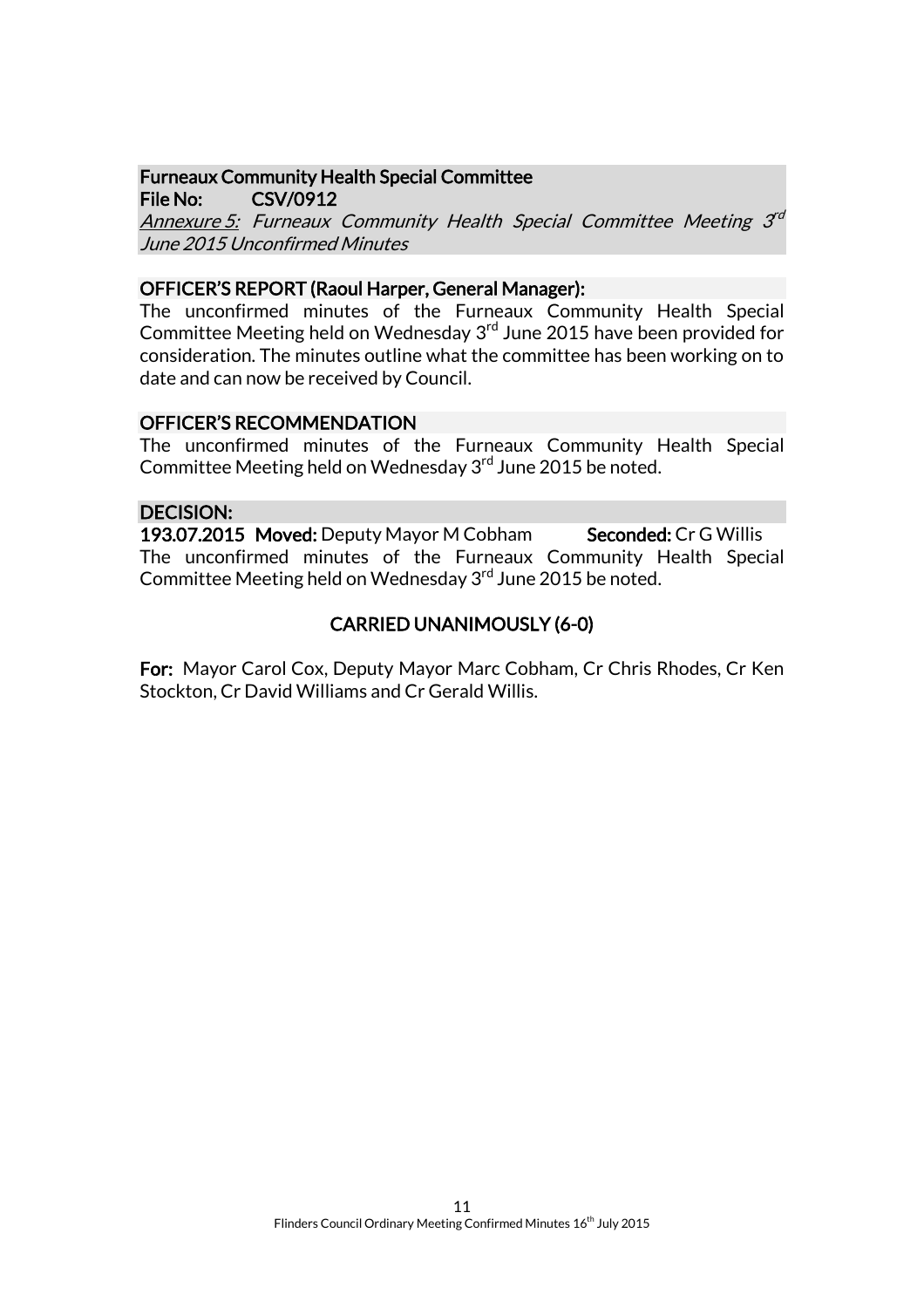**Furneaux Community Health Special Committee**
**File No: CSV/0912**
*Annexure 5: Furneaux Community Health Special Committee Meeting 3rd June 2015 Unconfirmed Minutes*

**OFFICER'S REPORT (Raoul Harper, General Manager):**

The unconfirmed minutes of the Furneaux Community Health Special Committee Meeting held on Wednesday 3rd June 2015 have been provided for consideration. The minutes outline what the committee has been working on to date and can now be received by Council.

**OFFICER'S RECOMMENDATION**

The unconfirmed minutes of the Furneaux Community Health Special Committee Meeting held on Wednesday 3rd June 2015 be noted.

**DECISION:**

**193.07.2015 Moved:** Deputy Mayor M Cobham **Seconded:** Cr G Willis

The unconfirmed minutes of the Furneaux Community Health Special Committee Meeting held on Wednesday 3rd June 2015 be noted.

**CARRIED UNANIMOUSLY (6-0)**

**For:** Mayor Carol Cox, Deputy Mayor Marc Cobham, Cr Chris Rhodes, Cr Ken Stockton, Cr David Williams and Cr Gerald Willis.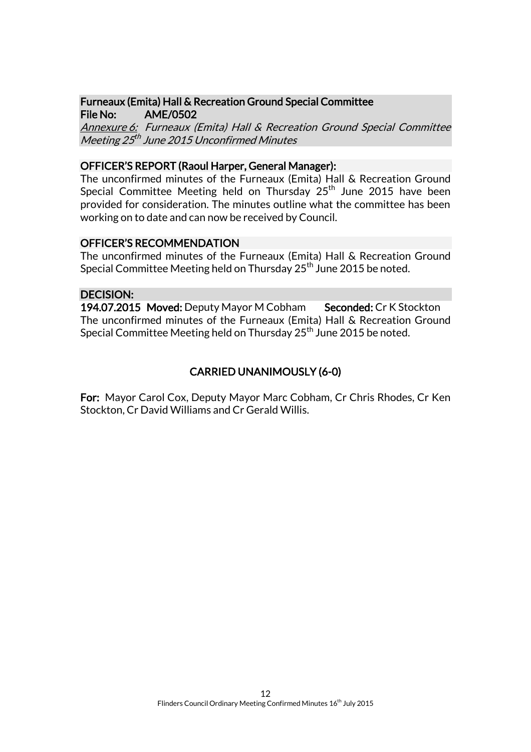## Furneaux (Emita) Hall & Recreation Ground Special Committee

**File No:** AME/0502

*Annexure 6: Furneaux (Emita) Hall & Recreation Ground Special Committee Meeting 25th June 2015 Unconfirmed Minutes*

### OFFICER'S REPORT (Raoul Harper, General Manager):

The unconfirmed minutes of the Furneaux (Emita) Hall & Recreation Ground Special Committee Meeting held on Thursday 25th June 2015 have been provided for consideration. The minutes outline what the committee has been working on to date and can now be received by Council.

### OFFICER'S RECOMMENDATION

The unconfirmed minutes of the Furneaux (Emita) Hall & Recreation Ground Special Committee Meeting held on Thursday 25th June 2015 be noted.

### DECISION:

**194.07.2015 Moved:** Deputy Mayor M Cobham **Seconded:** Cr K Stockton

The unconfirmed minutes of the Furneaux (Emita) Hall & Recreation Ground Special Committee Meeting held on Thursday 25th June 2015 be noted.

**CARRIED UNANIMOUSLY (6-0)**

**For:** Mayor Carol Cox, Deputy Mayor Marc Cobham, Cr Chris Rhodes, Cr Ken Stockton, Cr David Williams and Cr Gerald Willis.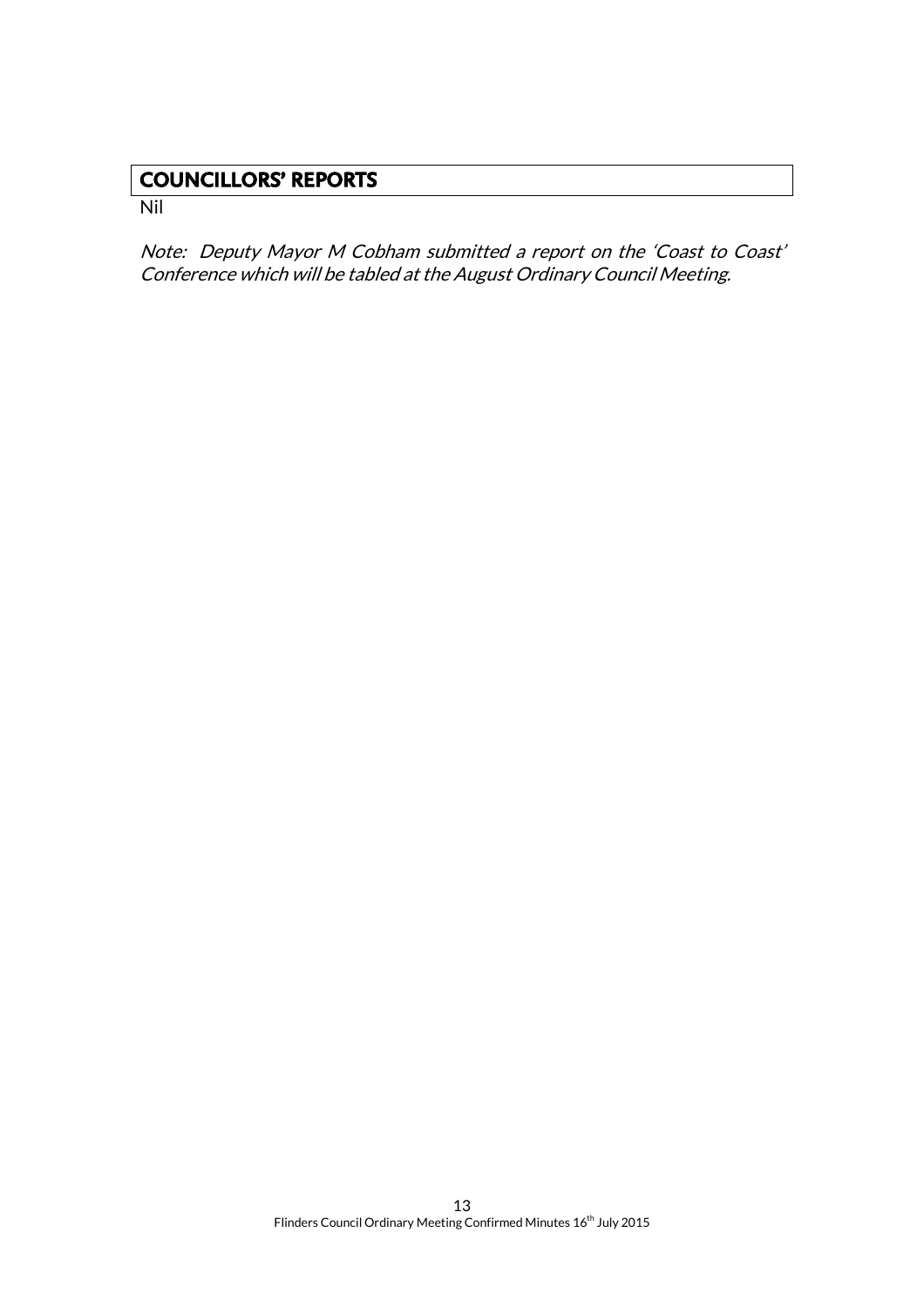## COUNCILLORS' REPORTS

Nil

*Note: Deputy Mayor M Cobham submitted a report on the 'Coast to Coast' Conference which will be tabled at the August Ordinary Council Meeting.*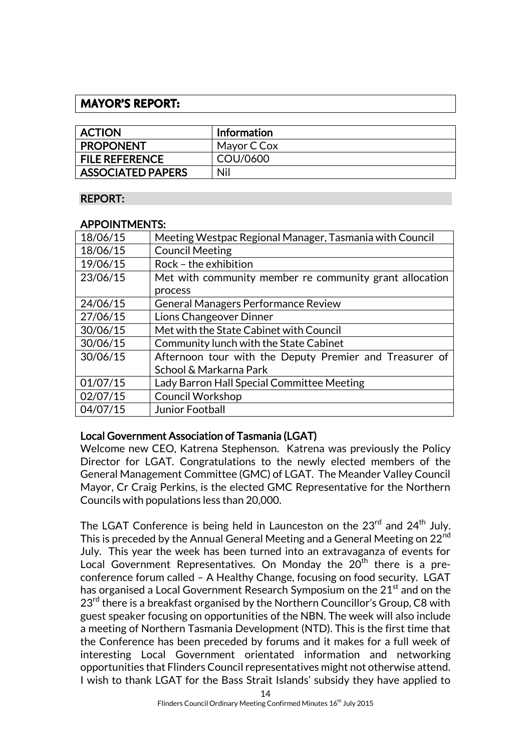## MAYOR'S REPORT:

| ACTION | Information |
| --- | --- |
| PROPONENT | Mayor C Cox |
| FILE REFERENCE | COU/0600 |
| ASSOCIATED PAPERS | Nil |

### REPORT:

### APPOINTMENTS:

| | |
| --- | --- |
| 18/06/15 | Meeting Westpac Regional Manager, Tasmania with Council |
| 18/06/15 | Council Meeting |
| 19/06/15 | Rock – the exhibition |
| 23/06/15 | Met with community member re community grant allocation process |
| 24/06/15 | General Managers Performance Review |
| 27/06/15 | Lions Changeover Dinner |
| 30/06/15 | Met with the State Cabinet with Council |
| 30/06/15 | Community lunch with the State Cabinet |
| 30/06/15 | Afternoon tour with the Deputy Premier and Treasurer of School & Markarna Park |
| 01/07/15 | Lady Barron Hall Special Committee Meeting |
| 02/07/15 | Council Workshop |
| 04/07/15 | Junior Football |

### Local Government Association of Tasmania (LGAT)

Welcome new CEO, Katrena Stephenson. Katrena was previously the Policy Director for LGAT. Congratulations to the newly elected members of the General Management Committee (GMC) of LGAT. The Meander Valley Council Mayor, Cr Craig Perkins, is the elected GMC Representative for the Northern Councils with populations less than 20,000.

The LGAT Conference is being held in Launceston on the 23rd and 24th July. This is preceded by the Annual General Meeting and a General Meeting on 22nd July. This year the week has been turned into an extravaganza of events for Local Government Representatives. On Monday the 20th there is a pre-conference forum called – A Healthy Change, focusing on food security. LGAT has organised a Local Government Research Symposium on the 21st and on the 23rd there is a breakfast organised by the Northern Councillor's Group, C8 with guest speaker focusing on opportunities of the NBN. The week will also include a meeting of Northern Tasmania Development (NTD). This is the first time that the Conference has been preceded by forums and it makes for a full week of interesting Local Government orientated information and networking opportunities that Flinders Council representatives might not otherwise attend. I wish to thank LGAT for the Bass Strait Islands' subsidy they have applied to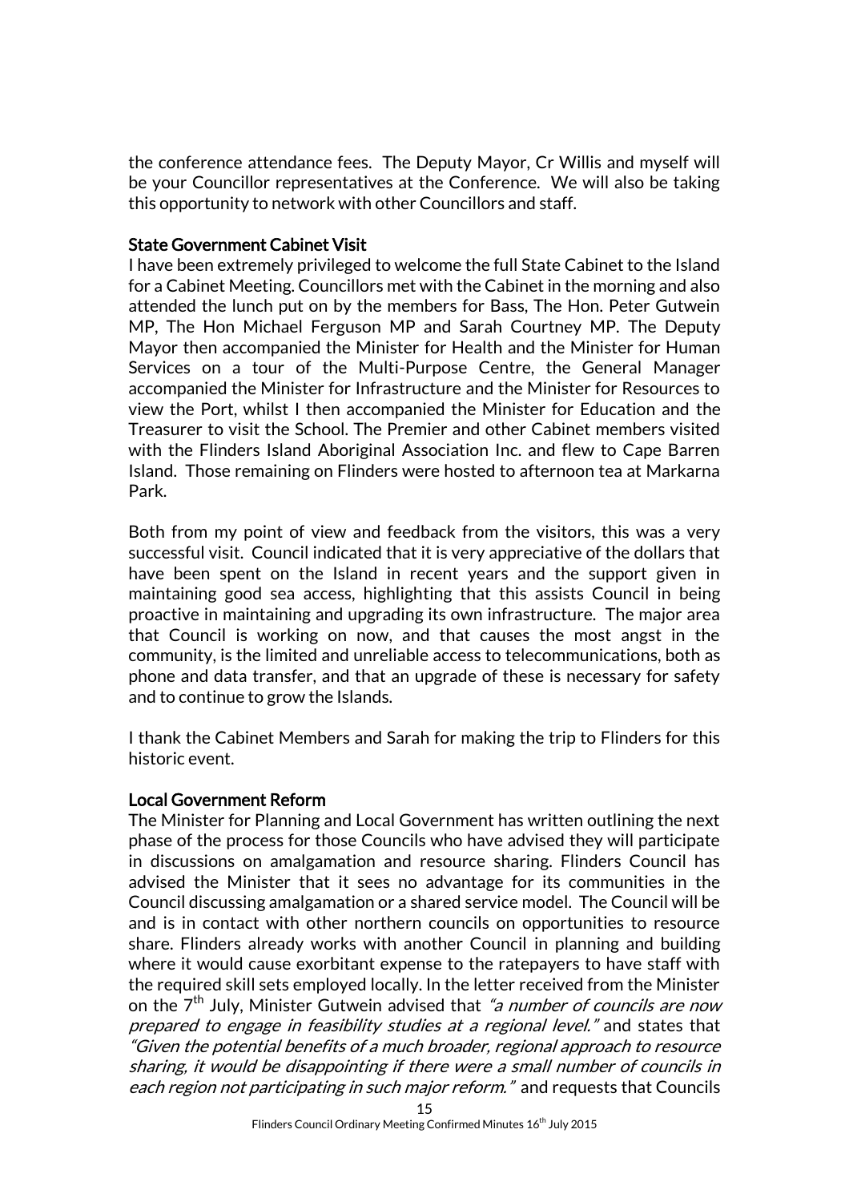the conference attendance fees. The Deputy Mayor, Cr Willis and myself will be your Councillor representatives at the Conference. We will also be taking this opportunity to network with other Councillors and staff.

### State Government Cabinet Visit

I have been extremely privileged to welcome the full State Cabinet to the Island for a Cabinet Meeting. Councillors met with the Cabinet in the morning and also attended the lunch put on by the members for Bass, The Hon. Peter Gutwein MP, The Hon Michael Ferguson MP and Sarah Courtney MP. The Deputy Mayor then accompanied the Minister for Health and the Minister for Human Services on a tour of the Multi-Purpose Centre, the General Manager accompanied the Minister for Infrastructure and the Minister for Resources to view the Port, whilst I then accompanied the Minister for Education and the Treasurer to visit the School. The Premier and other Cabinet members visited with the Flinders Island Aboriginal Association Inc. and flew to Cape Barren Island. Those remaining on Flinders were hosted to afternoon tea at Markarna Park.

Both from my point of view and feedback from the visitors, this was a very successful visit. Council indicated that it is very appreciative of the dollars that have been spent on the Island in recent years and the support given in maintaining good sea access, highlighting that this assists Council in being proactive in maintaining and upgrading its own infrastructure. The major area that Council is working on now, and that causes the most angst in the community, is the limited and unreliable access to telecommunications, both as phone and data transfer, and that an upgrade of these is necessary for safety and to continue to grow the Islands.

I thank the Cabinet Members and Sarah for making the trip to Flinders for this historic event.

### Local Government Reform

The Minister for Planning and Local Government has written outlining the next phase of the process for those Councils who have advised they will participate in discussions on amalgamation and resource sharing. Flinders Council has advised the Minister that it sees no advantage for its communities in the Council discussing amalgamation or a shared service model. The Council will be and is in contact with other northern councils on opportunities to resource share. Flinders already works with another Council in planning and building where it would cause exorbitant expense to the ratepayers to have staff with the required skill sets employed locally. In the letter received from the Minister on the 7th July, Minister Gutwein advised that *"a number of councils are now prepared to engage in feasibility studies at a regional level."* and states that *"Given the potential benefits of a much broader, regional approach to resource sharing, it would be disappointing if there were a small number of councils in each region not participating in such major reform."* and requests that Councils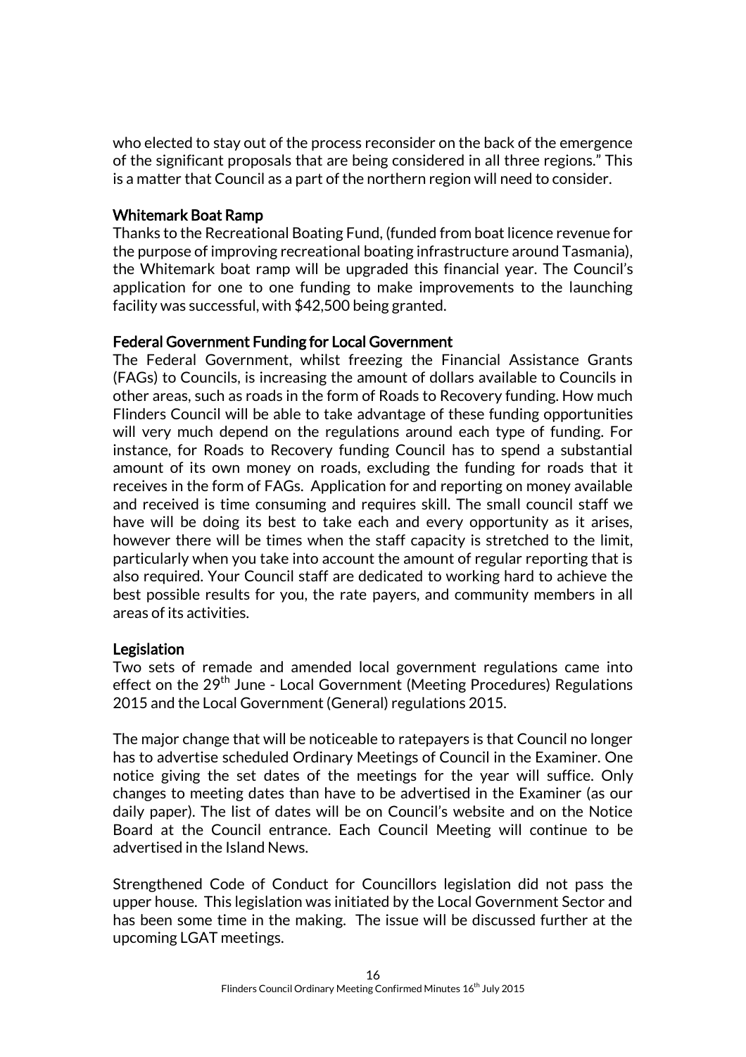who elected to stay out of the process reconsider on the back of the emergence of the significant proposals that are being considered in all three regions." This is a matter that Council as a part of the northern region will need to consider.

**Whitemark Boat Ramp**

Thanks to the Recreational Boating Fund, (funded from boat licence revenue for the purpose of improving recreational boating infrastructure around Tasmania), the Whitemark boat ramp will be upgraded this financial year. The Council's application for one to one funding to make improvements to the launching facility was successful, with $42,500 being granted.

**Federal Government Funding for Local Government**

The Federal Government, whilst freezing the Financial Assistance Grants (FAGs) to Councils, is increasing the amount of dollars available to Councils in other areas, such as roads in the form of Roads to Recovery funding. How much Flinders Council will be able to take advantage of these funding opportunities will very much depend on the regulations around each type of funding. For instance, for Roads to Recovery funding Council has to spend a substantial amount of its own money on roads, excluding the funding for roads that it receives in the form of FAGs. Application for and reporting on money available and received is time consuming and requires skill. The small council staff we have will be doing its best to take each and every opportunity as it arises, however there will be times when the staff capacity is stretched to the limit, particularly when you take into account the amount of regular reporting that is also required. Your Council staff are dedicated to working hard to achieve the best possible results for you, the rate payers, and community members in all areas of its activities.

**Legislation**

Two sets of remade and amended local government regulations came into effect on the 29th June - Local Government (Meeting Procedures) Regulations 2015 and the Local Government (General) regulations 2015.

The major change that will be noticeable to ratepayers is that Council no longer has to advertise scheduled Ordinary Meetings of Council in the Examiner. One notice giving the set dates of the meetings for the year will suffice. Only changes to meeting dates than have to be advertised in the Examiner (as our daily paper). The list of dates will be on Council's website and on the Notice Board at the Council entrance. Each Council Meeting will continue to be advertised in the Island News.

Strengthened Code of Conduct for Councillors legislation did not pass the upper house. This legislation was initiated by the Local Government Sector and has been some time in the making. The issue will be discussed further at the upcoming LGAT meetings.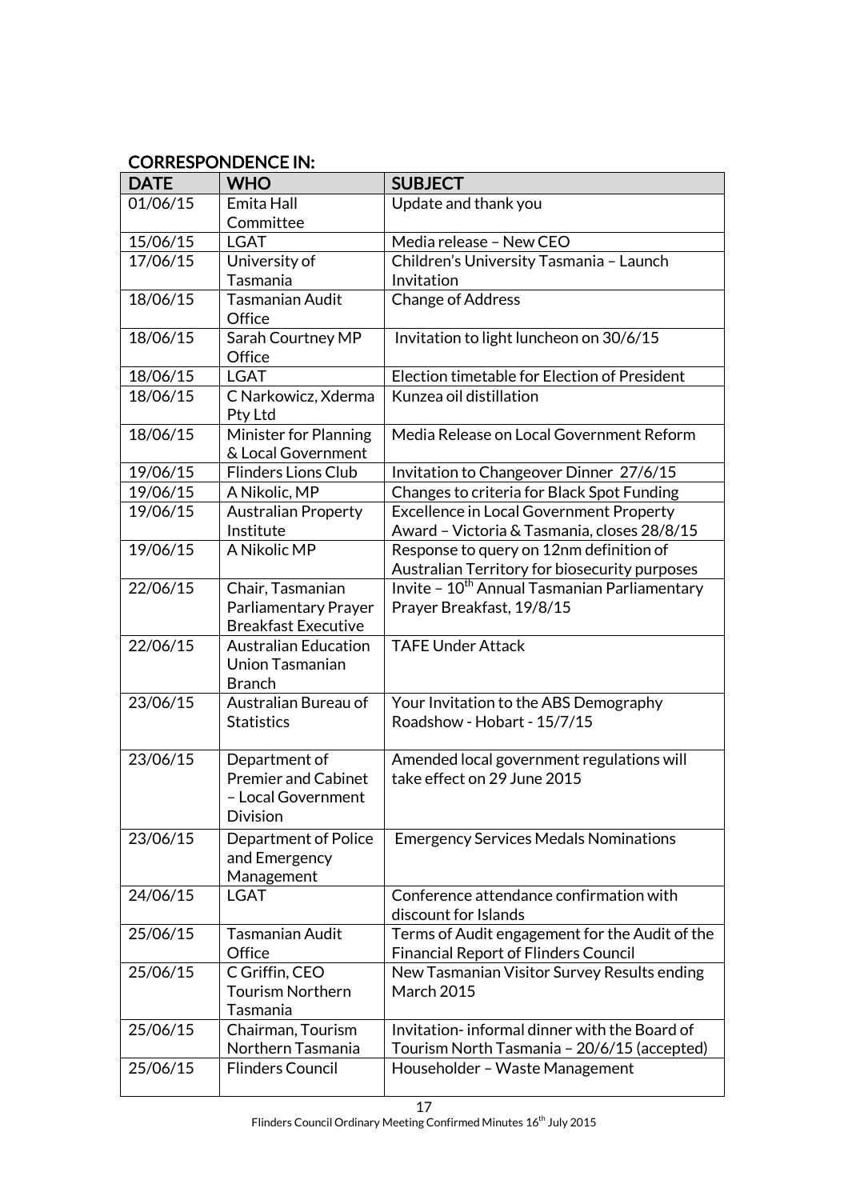## CORRESPONDENCE IN:

| DATE | WHO | SUBJECT |
|---|---|---|
| 01/06/15 | Emita Hall Committee | Update and thank you |
| 15/06/15 | LGAT | Media release – New CEO |
| 17/06/15 | University of Tasmania | Children's University Tasmania – Launch Invitation |
| 18/06/15 | Tasmanian Audit Office | Change of Address |
| 18/06/15 | Sarah Courtney MP Office | Invitation to light luncheon on 30/6/15 |
| 18/06/15 | LGAT | Election timetable for Election of President |
| 18/06/15 | C Narkowicz, Xderma Pty Ltd | Kunzea oil distillation |
| 18/06/15 | Minister for Planning & Local Government | Media Release on Local Government Reform |
| 19/06/15 | Flinders Lions Club | Invitation to Changeover Dinner 27/6/15 |
| 19/06/15 | A Nikolic, MP | Changes to criteria for Black Spot Funding |
| 19/06/15 | Australian Property Institute | Excellence in Local Government Property Award – Victoria & Tasmania, closes 28/8/15 |
| 19/06/15 | A Nikolic MP | Response to query on 12nm definition of Australian Territory for biosecurity purposes |
| 22/06/15 | Chair, Tasmanian Parliamentary Prayer Breakfast Executive | Invite – 10th Annual Tasmanian Parliamentary Prayer Breakfast, 19/8/15 |
| 22/06/15 | Australian Education Union Tasmanian Branch | TAFE Under Attack |
| 23/06/15 | Australian Bureau of Statistics | Your Invitation to the ABS Demography Roadshow - Hobart - 15/7/15 |
| 23/06/15 | Department of Premier and Cabinet – Local Government Division | Amended local government regulations will take effect on 29 June 2015 |
| 23/06/15 | Department of Police and Emergency Management | Emergency Services Medals Nominations |
| 24/06/15 | LGAT | Conference attendance confirmation with discount for Islands |
| 25/06/15 | Tasmanian Audit Office | Terms of Audit engagement for the Audit of the Financial Report of Flinders Council |
| 25/06/15 | C Griffin, CEO Tourism Northern Tasmania | New Tasmanian Visitor Survey Results ending March 2015 |
| 25/06/15 | Chairman, Tourism Northern Tasmania | Invitation- informal dinner with the Board of Tourism North Tasmania – 20/6/15 (accepted) |
| 25/06/15 | Flinders Council | Householder – Waste Management |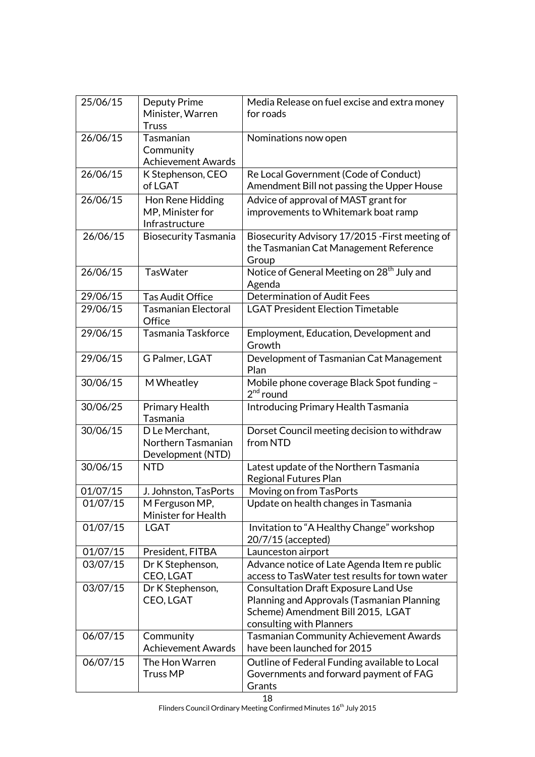| | | |
|---|---|---|
| 25/06/15 | Deputy Prime Minister, Warren Truss | Media Release on fuel excise and extra money for roads |
| 26/06/15 | Tasmanian Community Achievement Awards | Nominations now open |
| 26/06/15 | K Stephenson, CEO of LGAT | Re Local Government (Code of Conduct) Amendment Bill not passing the Upper House |
| 26/06/15 | Hon Rene Hidding MP, Minister for Infrastructure | Advice of approval of MAST grant for improvements to Whitemark boat ramp |
| 26/06/15 | Biosecurity Tasmania | Biosecurity Advisory 17/2015 -First meeting of the Tasmanian Cat Management Reference Group |
| 26/06/15 | TasWater | Notice of General Meeting on 28th July and Agenda |
| 29/06/15 | Tas Audit Office | Determination of Audit Fees |
| 29/06/15 | Tasmanian Electoral Office | LGAT President Election Timetable |
| 29/06/15 | Tasmania Taskforce | Employment, Education, Development and Growth |
| 29/06/15 | G Palmer, LGAT | Development of Tasmanian Cat Management Plan |
| 30/06/15 | M Wheatley | Mobile phone coverage Black Spot funding – 2nd round |
| 30/06/25 | Primary Health Tasmania | Introducing Primary Health Tasmania |
| 30/06/15 | D Le Merchant, Northern Tasmanian Development (NTD) | Dorset Council meeting decision to withdraw from NTD |
| 30/06/15 | NTD | Latest update of the Northern Tasmania Regional Futures Plan |
| 01/07/15 | J. Johnston, TasPorts | Moving on from TasPorts |
| 01/07/15 | M Ferguson MP, Minister for Health | Update on health changes in Tasmania |
| 01/07/15 | LGAT | Invitation to "A Healthy Change" workshop 20/7/15 (accepted) |
| 01/07/15 | President, FITBA | Launceston airport |
| 03/07/15 | Dr K Stephenson, CEO, LGAT | Advance notice of Late Agenda Item re public access to TasWater test results for town water |
| 03/07/15 | Dr K Stephenson, CEO, LGAT | Consultation Draft Exposure Land Use Planning and Approvals (Tasmanian Planning Scheme) Amendment Bill 2015, LGAT consulting with Planners |
| 06/07/15 | Community Achievement Awards | Tasmanian Community Achievement Awards have been launched for 2015 |
| 06/07/15 | The Hon Warren Truss MP | Outline of Federal Funding available to Local Governments and forward payment of FAG Grants |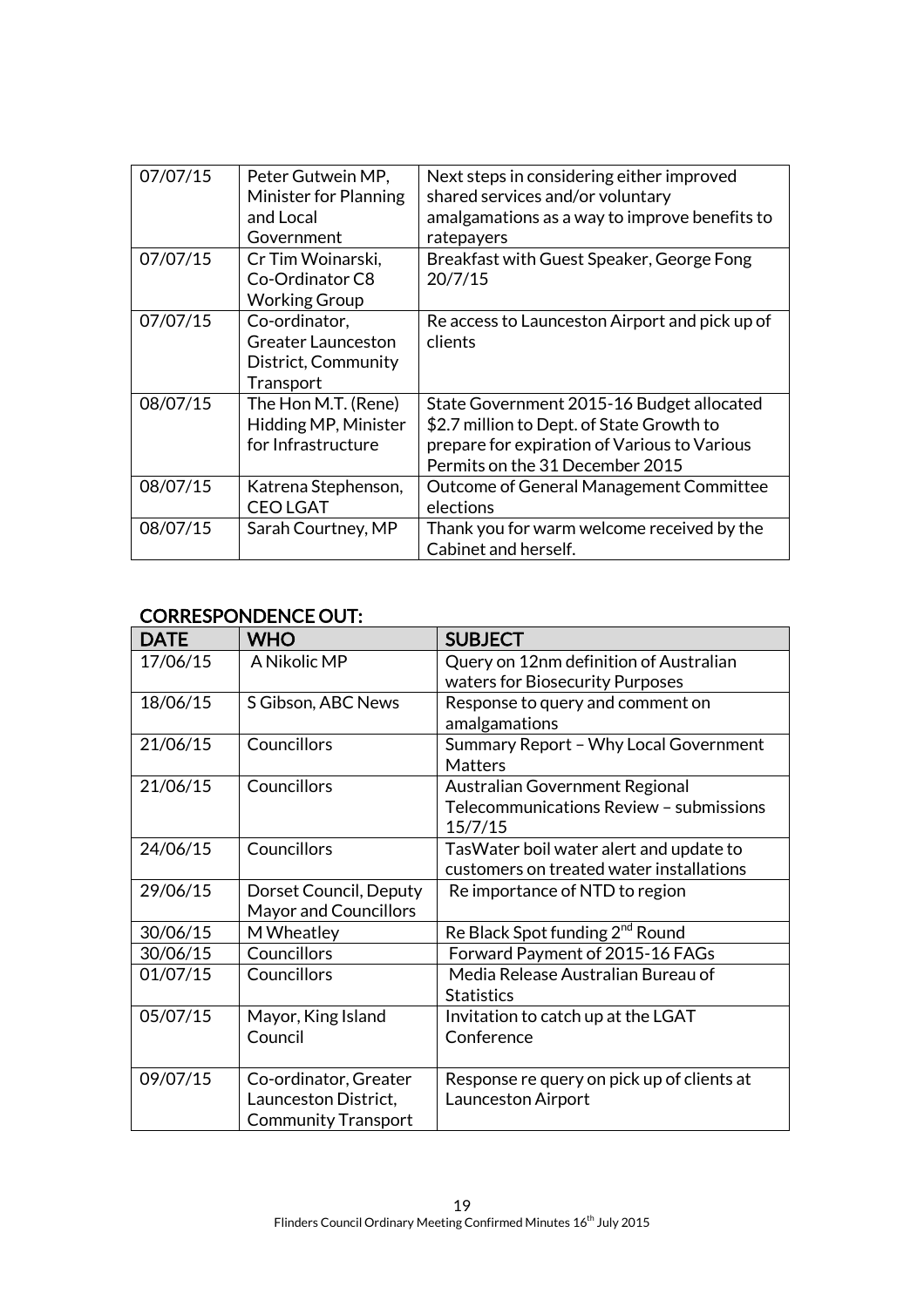| | | |
|---|---|---|
| 07/07/15 | Peter Gutwein MP, Minister for Planning and Local Government | Next steps in considering either improved shared services and/or voluntary amalgamations as a way to improve benefits to ratepayers |
| 07/07/15 | Cr Tim Woinarski, Co-Ordinator C8 Working Group | Breakfast with Guest Speaker, George Fong 20/7/15 |
| 07/07/15 | Co-ordinator, Greater Launceston District, Community Transport | Re access to Launceston Airport and pick up of clients |
| 08/07/15 | The Hon M.T. (Rene) Hidding MP, Minister for Infrastructure | State Government 2015-16 Budget allocated $2.7 million to Dept. of State Growth to prepare for expiration of Various to Various Permits on the 31 December 2015 |
| 08/07/15 | Katrena Stephenson, CEO LGAT | Outcome of General Management Committee elections |
| 08/07/15 | Sarah Courtney, MP | Thank you for warm welcome received by the Cabinet and herself. |

## CORRESPONDENCE OUT:

| DATE | WHO | SUBJECT |
|---|---|---|
| 17/06/15 | A Nikolic MP | Query on 12nm definition of Australian waters for Biosecurity Purposes |
| 18/06/15 | S Gibson, ABC News | Response to query and comment on amalgamations |
| 21/06/15 | Councillors | Summary Report – Why Local Government Matters |
| 21/06/15 | Councillors | Australian Government Regional Telecommunications Review – submissions 15/7/15 |
| 24/06/15 | Councillors | TasWater boil water alert and update to customers on treated water installations |
| 29/06/15 | Dorset Council, Deputy Mayor and Councillors | Re importance of NTD to region |
| 30/06/15 | M Wheatley | Re Black Spot funding 2nd Round |
| 30/06/15 | Councillors | Forward Payment of 2015-16 FAGs |
| 01/07/15 | Councillors | Media Release Australian Bureau of Statistics |
| 05/07/15 | Mayor, King Island Council | Invitation to catch up at the LGAT Conference |
| 09/07/15 | Co-ordinator, Greater Launceston District, Community Transport | Response re query on pick up of clients at Launceston Airport |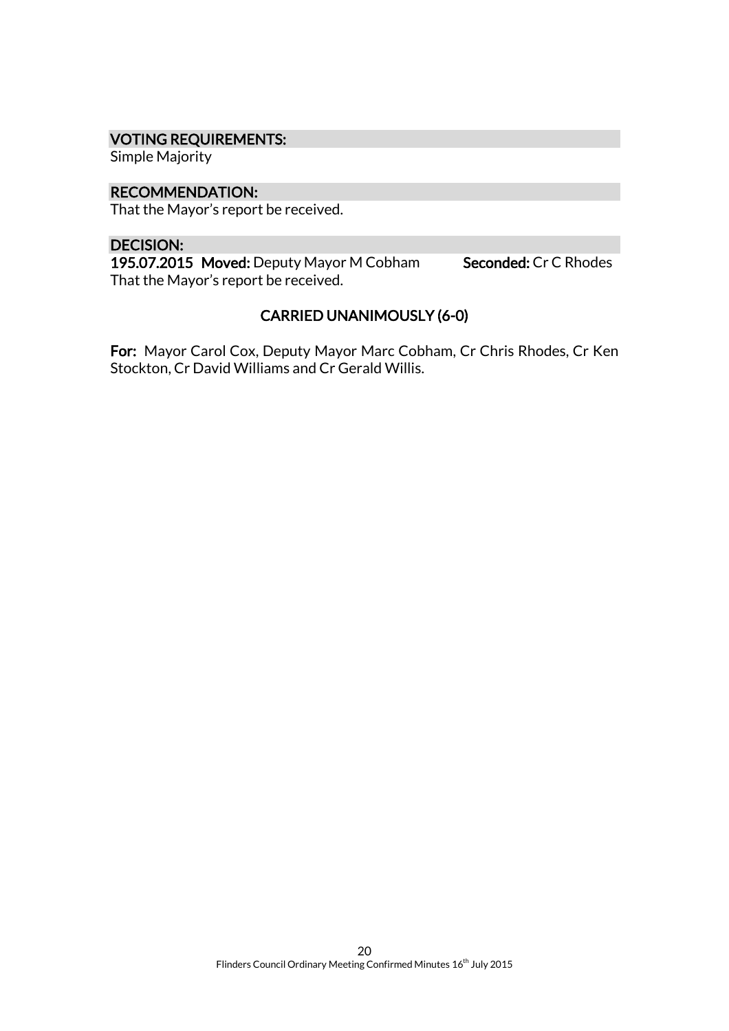**VOTING REQUIREMENTS:**

Simple Majority

**RECOMMENDATION:**

That the Mayor's report be received.

**DECISION:**

**195.07.2015 Moved:** Deputy Mayor M Cobham **Seconded:** Cr C Rhodes

That the Mayor's report be received.

**CARRIED UNANIMOUSLY (6-0)**

**For:** Mayor Carol Cox, Deputy Mayor Marc Cobham, Cr Chris Rhodes, Cr Ken Stockton, Cr David Williams and Cr Gerald Willis.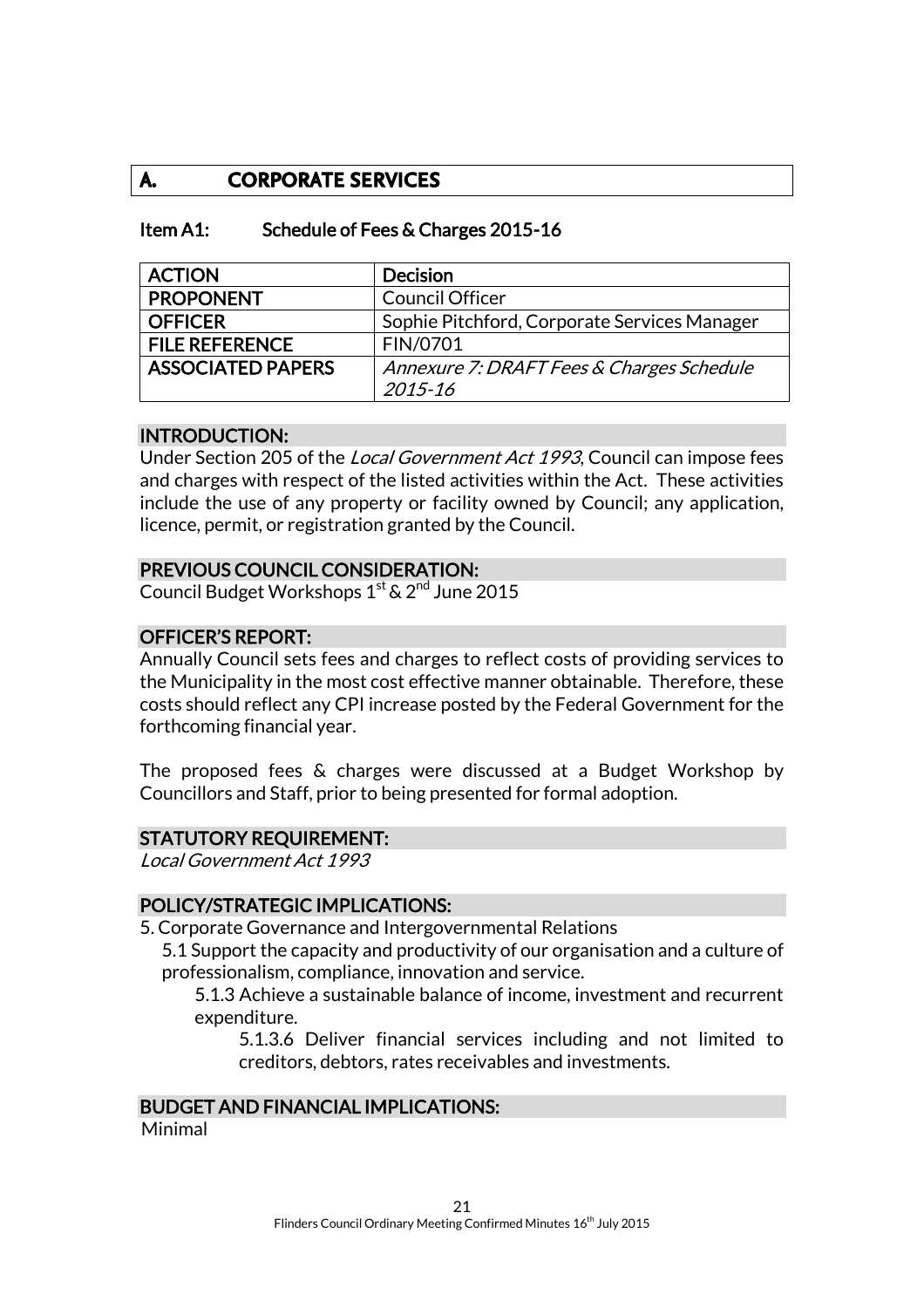## A. CORPORATE SERVICES

### Item A1: Schedule of Fees & Charges 2015-16

| ACTION | Decision |
|---|---|
| PROPONENT | Council Officer |
| OFFICER | Sophie Pitchford, Corporate Services Manager |
| FILE REFERENCE | FIN/0701 |
| ASSOCIATED PAPERS | *Annexure 7: DRAFT Fees & Charges Schedule 2015-16* |

#### INTRODUCTION:

Under Section 205 of the *Local Government Act 1993*, Council can impose fees and charges with respect of the listed activities within the Act. These activities include the use of any property or facility owned by Council; any application, licence, permit, or registration granted by the Council.

#### PREVIOUS COUNCIL CONSIDERATION:

Council Budget Workshops 1st & 2nd June 2015

#### OFFICER'S REPORT:

Annually Council sets fees and charges to reflect costs of providing services to the Municipality in the most cost effective manner obtainable. Therefore, these costs should reflect any CPI increase posted by the Federal Government for the forthcoming financial year.

The proposed fees & charges were discussed at a Budget Workshop by Councillors and Staff, prior to being presented for formal adoption.

#### STATUTORY REQUIREMENT:

*Local Government Act 1993*

#### POLICY/STRATEGIC IMPLICATIONS:

5. Corporate Governance and Intergovernmental Relations

  5.1 Support the capacity and productivity of our organisation and a culture of professionalism, compliance, innovation and service.

    5.1.3 Achieve a sustainable balance of income, investment and recurrent expenditure.

      5.1.3.6 Deliver financial services including and not limited to creditors, debtors, rates receivables and investments.

#### BUDGET AND FINANCIAL IMPLICATIONS:

Minimal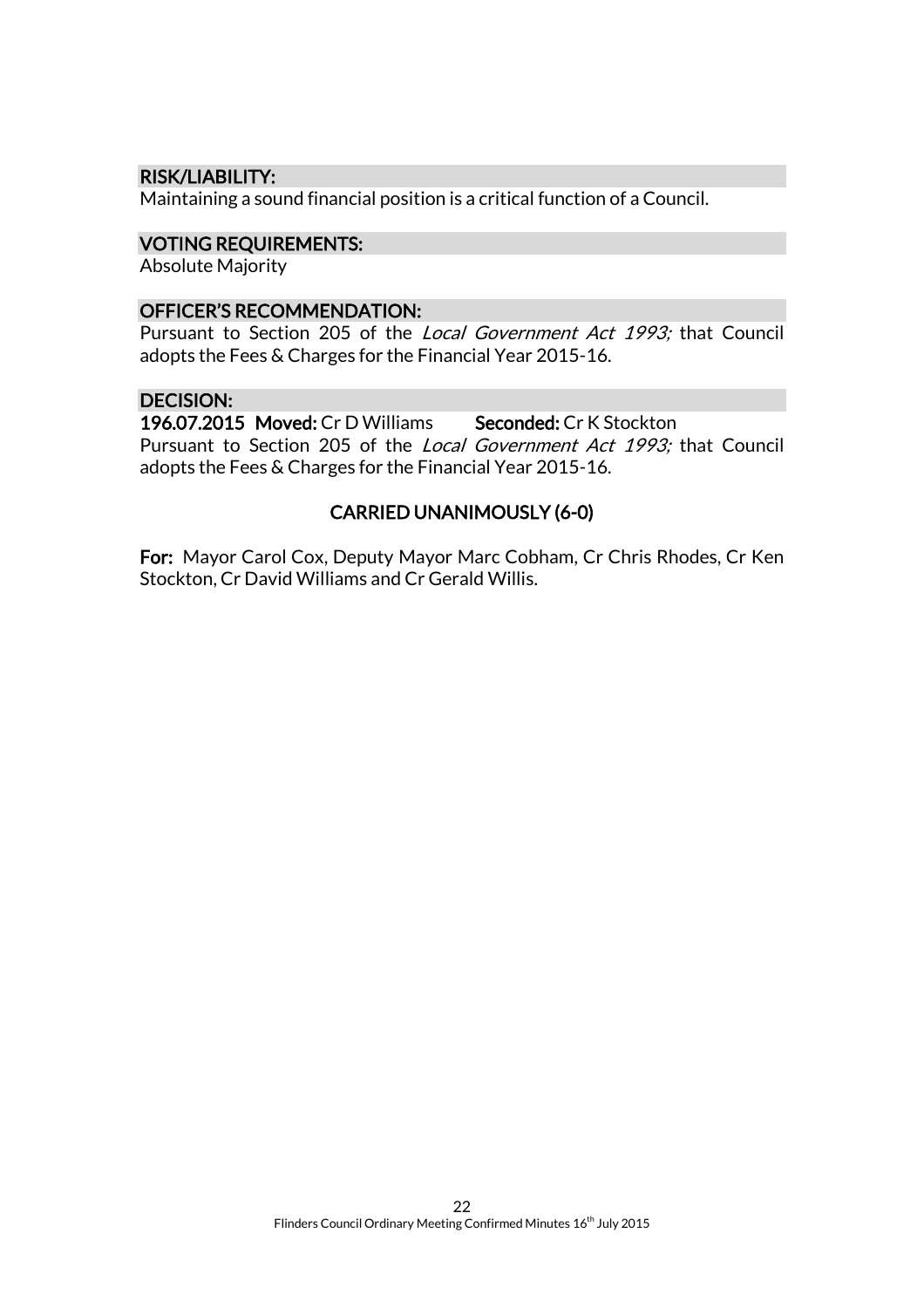### RISK/LIABILITY:

Maintaining a sound financial position is a critical function of a Council.

### VOTING REQUIREMENTS:

Absolute Majority

### OFFICER'S RECOMMENDATION:

Pursuant to Section 205 of the *Local Government Act 1993;* that Council adopts the Fees & Charges for the Financial Year 2015-16.

### DECISION:

**196.07.2015 Moved:** Cr D Williams **Seconded:** Cr K Stockton

Pursuant to Section 205 of the *Local Government Act 1993;* that Council adopts the Fees & Charges for the Financial Year 2015-16.

**CARRIED UNANIMOUSLY (6-0)**

**For:** Mayor Carol Cox, Deputy Mayor Marc Cobham, Cr Chris Rhodes, Cr Ken Stockton, Cr David Williams and Cr Gerald Willis.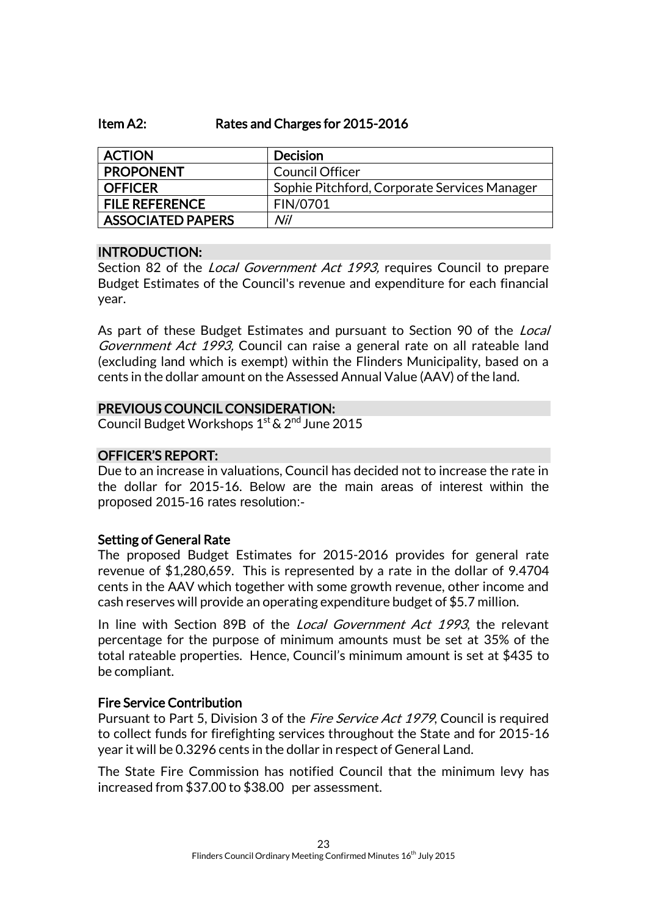## Item A2: Rates and Charges for 2015-2016

| ACTION | Decision |
|---|---|
| PROPONENT | Council Officer |
| OFFICER | Sophie Pitchford, Corporate Services Manager |
| FILE REFERENCE | FIN/0701 |
| ASSOCIATED PAPERS | *Nil* |

### INTRODUCTION:

Section 82 of the *Local Government Act 1993,* requires Council to prepare Budget Estimates of the Council's revenue and expenditure for each financial year.

As part of these Budget Estimates and pursuant to Section 90 of the *Local Government Act 1993,* Council can raise a general rate on all rateable land (excluding land which is exempt) within the Flinders Municipality, based on a cents in the dollar amount on the Assessed Annual Value (AAV) of the land.

### PREVIOUS COUNCIL CONSIDERATION:

Council Budget Workshops 1st & 2nd June 2015

### OFFICER'S REPORT:

Due to an increase in valuations, Council has decided not to increase the rate in the dollar for 2015-16. Below are the main areas of interest within the proposed 2015-16 rates resolution:-

#### Setting of General Rate

The proposed Budget Estimates for 2015-2016 provides for general rate revenue of $1,280,659. This is represented by a rate in the dollar of 9.4704 cents in the AAV which together with some growth revenue, other income and cash reserves will provide an operating expenditure budget of $5.7 million.

In line with Section 89B of the *Local Government Act 1993*, the relevant percentage for the purpose of minimum amounts must be set at 35% of the total rateable properties. Hence, Council's minimum amount is set at $435 to be compliant.

#### Fire Service Contribution

Pursuant to Part 5, Division 3 of the *Fire Service Act 1979*, Council is required to collect funds for firefighting services throughout the State and for 2015-16 year it will be 0.3296 cents in the dollar in respect of General Land.

The State Fire Commission has notified Council that the minimum levy has increased from $37.00 to $38.00 per assessment.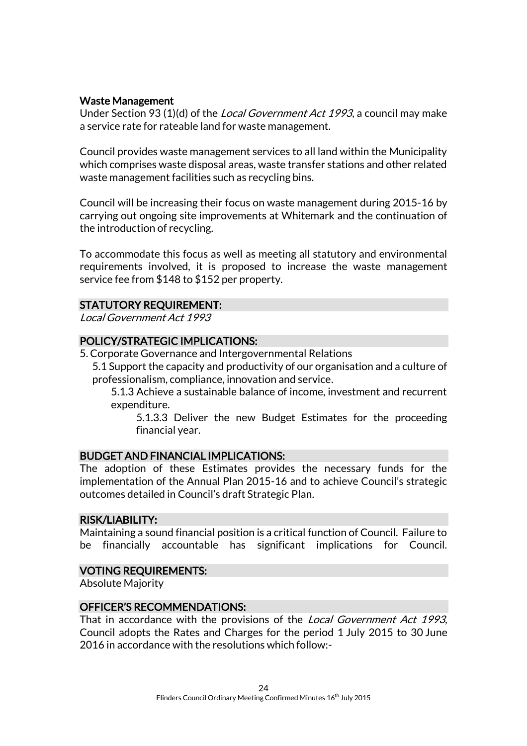**Waste Management**
Under Section 93 (1)(d) of the *Local Government Act 1993*, a council may make a service rate for rateable land for waste management.

Council provides waste management services to all land within the Municipality which comprises waste disposal areas, waste transfer stations and other related waste management facilities such as recycling bins.

Council will be increasing their focus on waste management during 2015-16 by carrying out ongoing site improvements at Whitemark and the continuation of the introduction of recycling.

To accommodate this focus as well as meeting all statutory and environmental requirements involved, it is proposed to increase the waste management service fee from $148 to $152 per property.

## STATUTORY REQUIREMENT:

*Local Government Act 1993*

## POLICY/STRATEGIC IMPLICATIONS:

5. Corporate Governance and Intergovernmental Relations
   - 5.1 Support the capacity and productivity of our organisation and a culture of professionalism, compliance, innovation and service.
     - 5.1.3 Achieve a sustainable balance of income, investment and recurrent expenditure.
       - 5.1.3.3 Deliver the new Budget Estimates for the proceeding financial year.

## BUDGET AND FINANCIAL IMPLICATIONS:

The adoption of these Estimates provides the necessary funds for the implementation of the Annual Plan 2015-16 and to achieve Council's strategic outcomes detailed in Council's draft Strategic Plan.

## RISK/LIABILITY:

Maintaining a sound financial position is a critical function of Council. Failure to be financially accountable has significant implications for Council.

## VOTING REQUIREMENTS:

Absolute Majority

## OFFICER'S RECOMMENDATIONS:

That in accordance with the provisions of the *Local Government Act 1993*, Council adopts the Rates and Charges for the period 1 July 2015 to 30 June 2016 in accordance with the resolutions which follow:-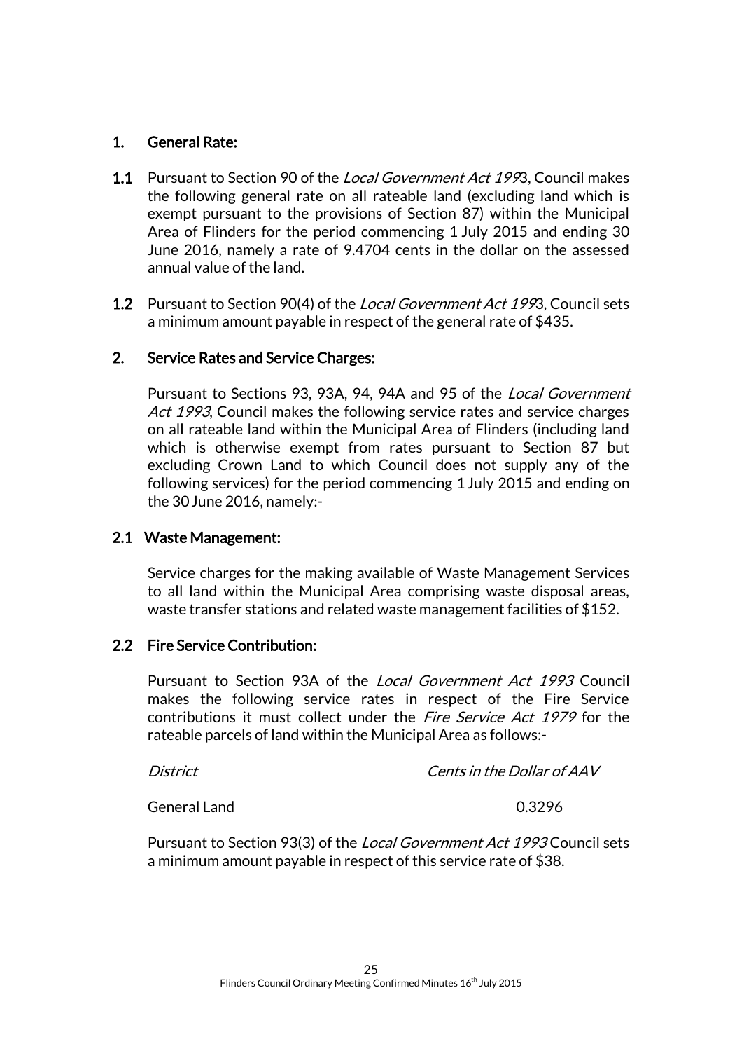## 1. General Rate:

**1.1** Pursuant to Section 90 of the *Local Government Act 1993*, Council makes the following general rate on all rateable land (excluding land which is exempt pursuant to the provisions of Section 87) within the Municipal Area of Flinders for the period commencing 1 July 2015 and ending 30 June 2016, namely a rate of 9.4704 cents in the dollar on the assessed annual value of the land.

**1.2** Pursuant to Section 90(4) of the *Local Government Act 1993*, Council sets a minimum amount payable in respect of the general rate of $435.

## 2. Service Rates and Service Charges:

Pursuant to Sections 93, 93A, 94, 94A and 95 of the *Local Government Act 1993*, Council makes the following service rates and service charges on all rateable land within the Municipal Area of Flinders (including land which is otherwise exempt from rates pursuant to Section 87 but excluding Crown Land to which Council does not supply any of the following services) for the period commencing 1 July 2015 and ending on the 30 June 2016, namely:-

### 2.1 Waste Management:

Service charges for the making available of Waste Management Services to all land within the Municipal Area comprising waste disposal areas, waste transfer stations and related waste management facilities of $152.

### 2.2 Fire Service Contribution:

Pursuant to Section 93A of the *Local Government Act 1993* Council makes the following service rates in respect of the Fire Service contributions it must collect under the *Fire Service Act 1979* for the rateable parcels of land within the Municipal Area as follows:-

| *District* | *Cents in the Dollar of AAV* |
| --- | --- |
| General Land | 0.3296 |

Pursuant to Section 93(3) of the *Local Government Act 1993* Council sets a minimum amount payable in respect of this service rate of $38.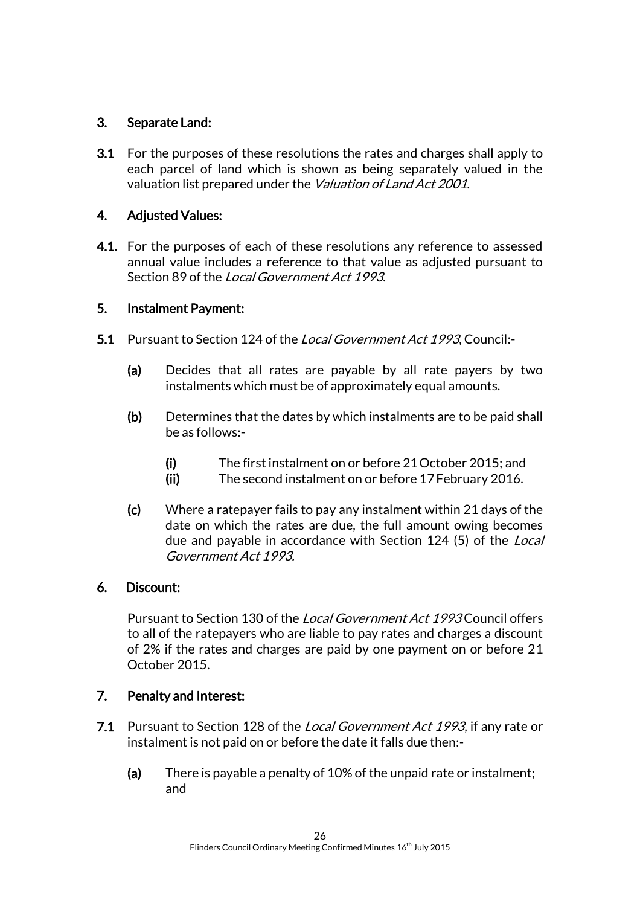**3. Separate Land:**

**3.1** For the purposes of these resolutions the rates and charges shall apply to each parcel of land which is shown as being separately valued in the valuation list prepared under the *Valuation of Land Act 2001*.

**4. Adjusted Values:**

**4.1**. For the purposes of each of these resolutions any reference to assessed annual value includes a reference to that value as adjusted pursuant to Section 89 of the *Local Government Act 1993*.

**5. Instalment Payment:**

**5.1** Pursuant to Section 124 of the *Local Government Act 1993*, Council:-

**(a)** Decides that all rates are payable by all rate payers by two instalments which must be of approximately equal amounts.

**(b)** Determines that the dates by which instalments are to be paid shall be as follows:-

**(i)** The first instalment on or before 21 October 2015; and
**(ii)** The second instalment on or before 17 February 2016.

**(c)** Where a ratepayer fails to pay any instalment within 21 days of the date on which the rates are due, the full amount owing becomes due and payable in accordance with Section 124 (5) of the *Local Government Act 1993.*

**6. Discount:**

Pursuant to Section 130 of the *Local Government Act 1993* Council offers to all of the ratepayers who are liable to pay rates and charges a discount of 2% if the rates and charges are paid by one payment on or before 21 October 2015.

**7. Penalty and Interest:**

**7.1** Pursuant to Section 128 of the *Local Government Act 1993*, if any rate or instalment is not paid on or before the date it falls due then:-

**(a)** There is payable a penalty of 10% of the unpaid rate or instalment; and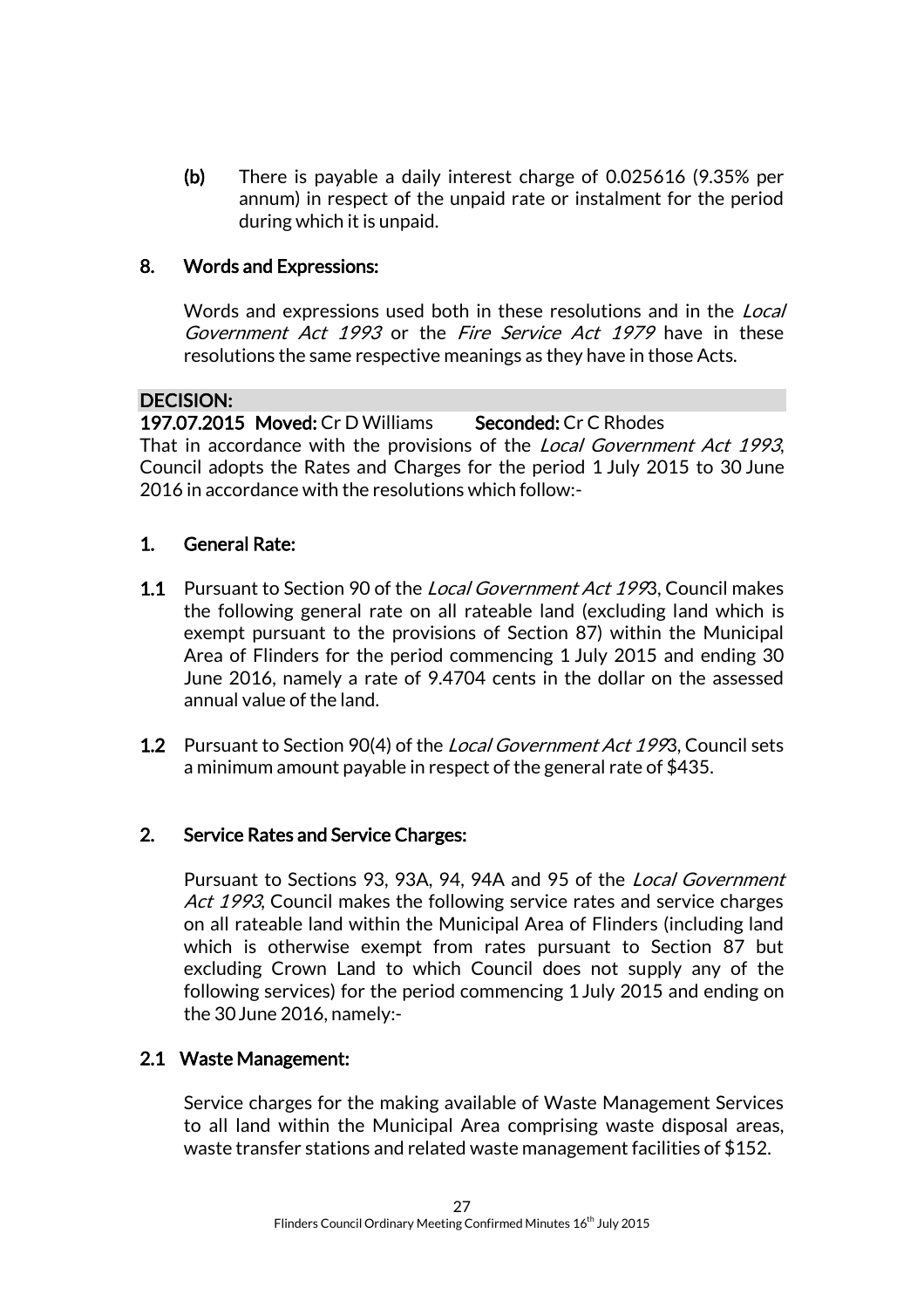(b) There is payable a daily interest charge of 0.025616 (9.35% per annum) in respect of the unpaid rate or instalment for the period during which it is unpaid.

**8. Words and Expressions:**

Words and expressions used both in these resolutions and in the *Local Government Act 1993* or the *Fire Service Act 1979* have in these resolutions the same respective meanings as they have in those Acts.

**DECISION:**

**197.07.2015 Moved:** Cr D Williams **Seconded:** Cr C Rhodes

That in accordance with the provisions of the *Local Government Act 1993*, Council adopts the Rates and Charges for the period 1 July 2015 to 30 June 2016 in accordance with the resolutions which follow:-

**1. General Rate:**

**1.1** Pursuant to Section 90 of the *Local Government Act 199*3, Council makes the following general rate on all rateable land (excluding land which is exempt pursuant to the provisions of Section 87) within the Municipal Area of Flinders for the period commencing 1 July 2015 and ending 30 June 2016, namely a rate of 9.4704 cents in the dollar on the assessed annual value of the land.

**1.2** Pursuant to Section 90(4) of the *Local Government Act 199*3, Council sets a minimum amount payable in respect of the general rate of $435.

**2. Service Rates and Service Charges:**

Pursuant to Sections 93, 93A, 94, 94A and 95 of the *Local Government Act 1993*, Council makes the following service rates and service charges on all rateable land within the Municipal Area of Flinders (including land which is otherwise exempt from rates pursuant to Section 87 but excluding Crown Land to which Council does not supply any of the following services) for the period commencing 1 July 2015 and ending on the 30 June 2016, namely:-

**2.1 Waste Management:**

Service charges for the making available of Waste Management Services to all land within the Municipal Area comprising waste disposal areas, waste transfer stations and related waste management facilities of $152.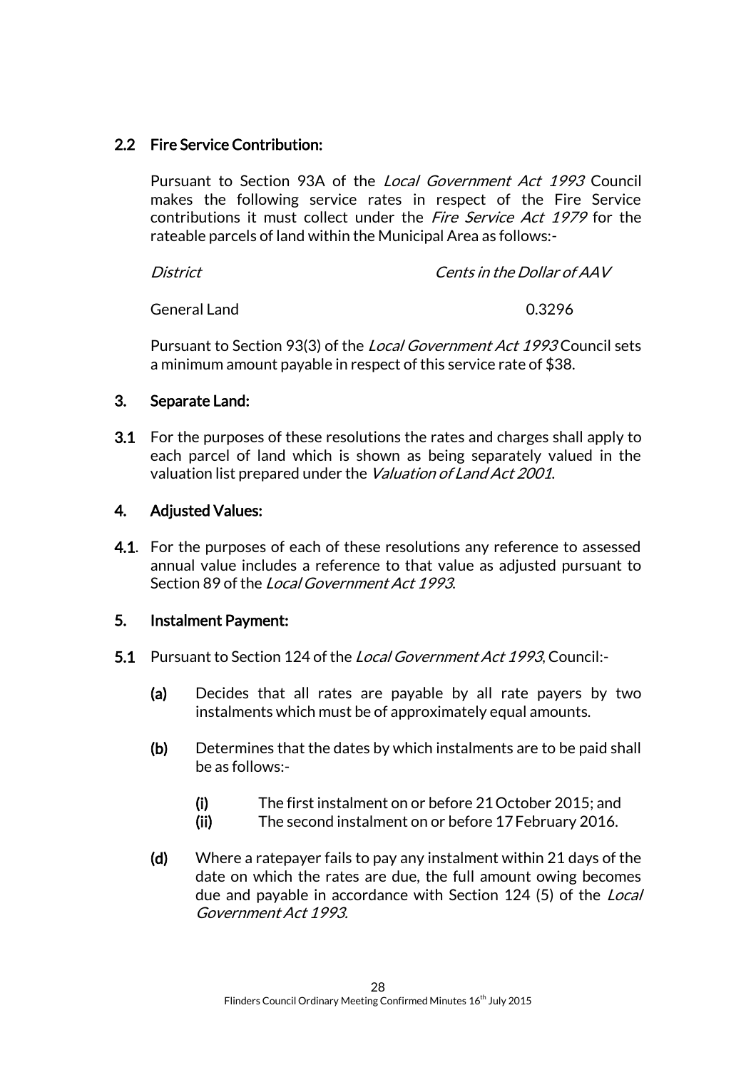**2.2 Fire Service Contribution:**

Pursuant to Section 93A of the *Local Government Act 1993* Council makes the following service rates in respect of the Fire Service contributions it must collect under the *Fire Service Act 1979* for the rateable parcels of land within the Municipal Area as follows:-

| *District* | *Cents in the Dollar of AAV* |
|---|---|
| General Land | 0.3296 |

Pursuant to Section 93(3) of the *Local Government Act 1993* Council sets a minimum amount payable in respect of this service rate of $38.

**3. Separate Land:**

**3.1** For the purposes of these resolutions the rates and charges shall apply to each parcel of land which is shown as being separately valued in the valuation list prepared under the *Valuation of Land Act 2001*.

**4. Adjusted Values:**

**4.1**. For the purposes of each of these resolutions any reference to assessed annual value includes a reference to that value as adjusted pursuant to Section 89 of the *Local Government Act 1993*.

**5. Instalment Payment:**

**5.1** Pursuant to Section 124 of the *Local Government Act 1993*, Council:-

**(a)** Decides that all rates are payable by all rate payers by two instalments which must be of approximately equal amounts.

**(b)** Determines that the dates by which instalments are to be paid shall be as follows:-

**(i)** The first instalment on or before 21 October 2015; and
**(ii)** The second instalment on or before 17 February 2016.

**(d)** Where a ratepayer fails to pay any instalment within 21 days of the date on which the rates are due, the full amount owing becomes due and payable in accordance with Section 124 (5) of the *Local Government Act 1993*.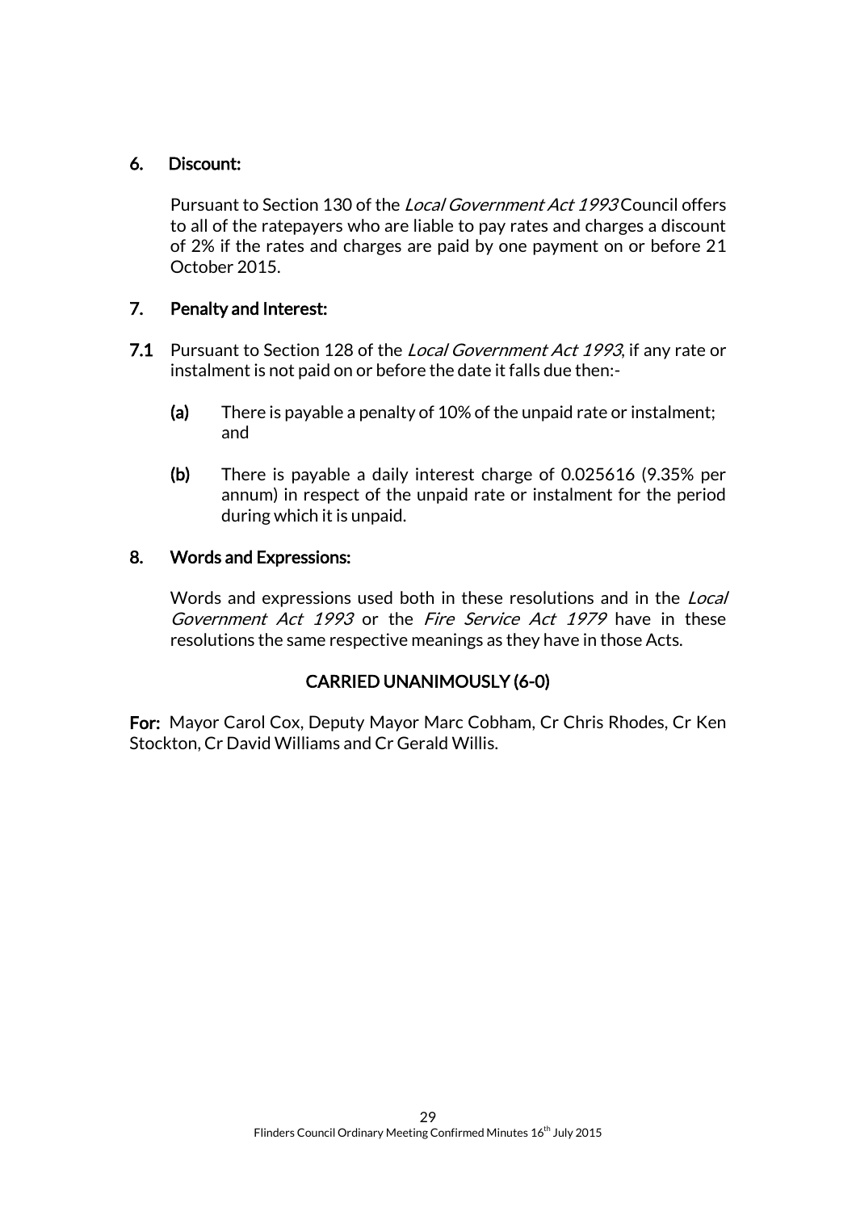**6. Discount:**

Pursuant to Section 130 of the *Local Government Act 1993* Council offers to all of the ratepayers who are liable to pay rates and charges a discount of 2% if the rates and charges are paid by one payment on or before 21 October 2015.

**7. Penalty and Interest:**

**7.1** Pursuant to Section 128 of the *Local Government Act 1993*, if any rate or instalment is not paid on or before the date it falls due then:-

- **(a)** There is payable a penalty of 10% of the unpaid rate or instalment; and
- **(b)** There is payable a daily interest charge of 0.025616 (9.35% per annum) in respect of the unpaid rate or instalment for the period during which it is unpaid.

**8. Words and Expressions:**

Words and expressions used both in these resolutions and in the *Local Government Act 1993* or the *Fire Service Act 1979* have in these resolutions the same respective meanings as they have in those Acts.

**CARRIED UNANIMOUSLY (6-0)**

**For:** Mayor Carol Cox, Deputy Mayor Marc Cobham, Cr Chris Rhodes, Cr Ken Stockton, Cr David Williams and Cr Gerald Willis.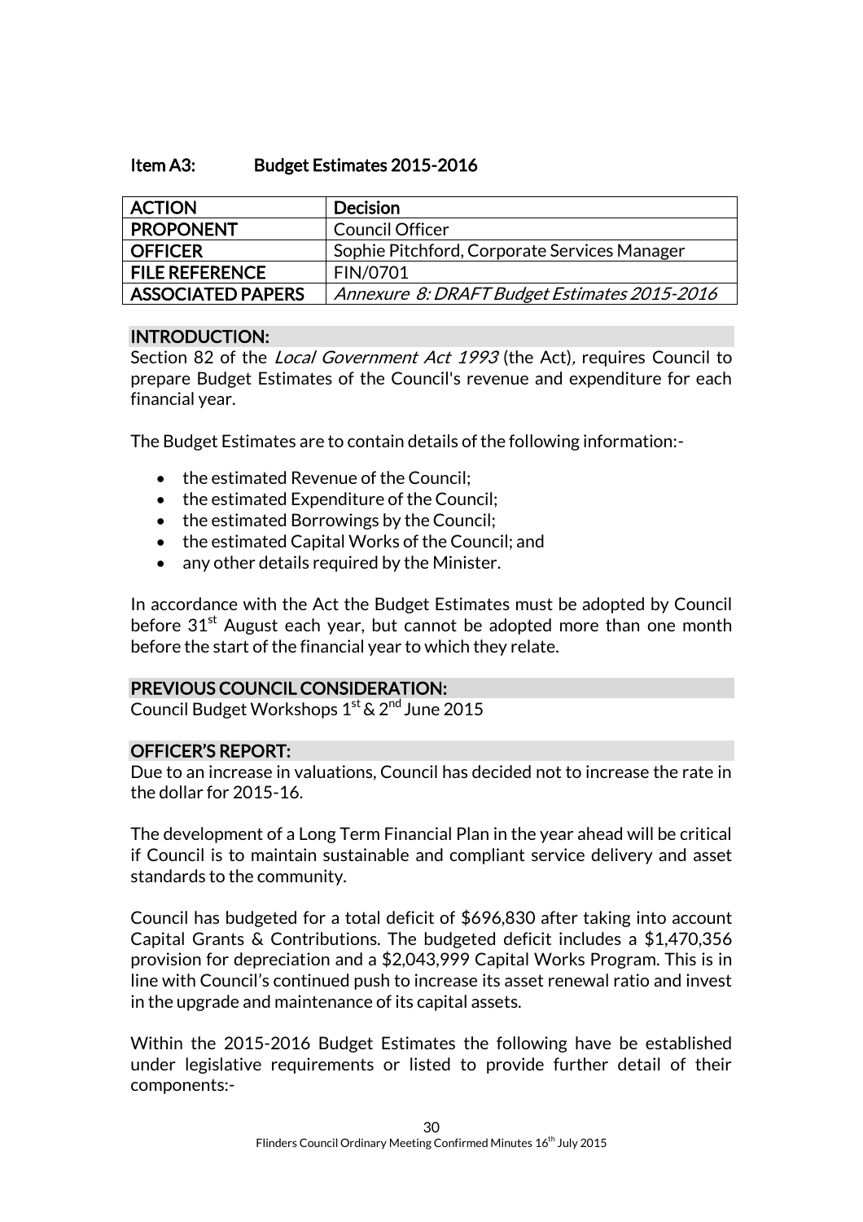## Item A3: Budget Estimates 2015-2016

| ACTION | Decision |
|---|---|
| PROPONENT | Council Officer |
| OFFICER | Sophie Pitchford, Corporate Services Manager |
| FILE REFERENCE | FIN/0701 |
| ASSOCIATED PAPERS | *Annexure 8: DRAFT Budget Estimates 2015-2016* |

### INTRODUCTION:

Section 82 of the *Local Government Act 1993* (the Act), requires Council to prepare Budget Estimates of the Council's revenue and expenditure for each financial year.

The Budget Estimates are to contain details of the following information:-

- the estimated Revenue of the Council;
- the estimated Expenditure of the Council;
- the estimated Borrowings by the Council;
- the estimated Capital Works of the Council; and
- any other details required by the Minister.

In accordance with the Act the Budget Estimates must be adopted by Council before 31st August each year, but cannot be adopted more than one month before the start of the financial year to which they relate.

### PREVIOUS COUNCIL CONSIDERATION:

Council Budget Workshops 1st & 2nd June 2015

### OFFICER'S REPORT:

Due to an increase in valuations, Council has decided not to increase the rate in the dollar for 2015-16.

The development of a Long Term Financial Plan in the year ahead will be critical if Council is to maintain sustainable and compliant service delivery and asset standards to the community.

Council has budgeted for a total deficit of $696,830 after taking into account Capital Grants & Contributions. The budgeted deficit includes a $1,470,356 provision for depreciation and a $2,043,999 Capital Works Program. This is in line with Council's continued push to increase its asset renewal ratio and invest in the upgrade and maintenance of its capital assets.

Within the 2015-2016 Budget Estimates the following have be established under legislative requirements or listed to provide further detail of their components:-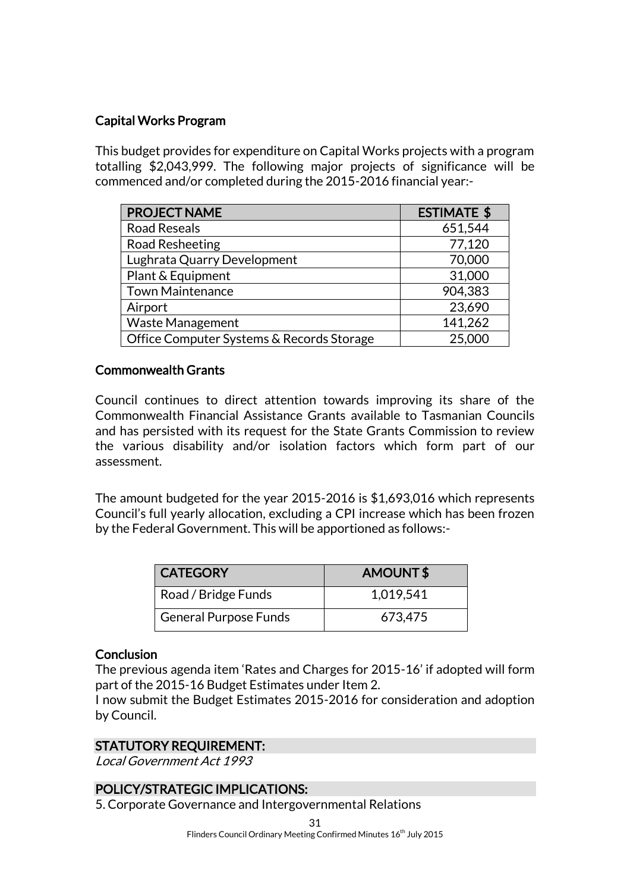### Capital Works Program

This budget provides for expenditure on Capital Works projects with a program totalling $2,043,999. The following major projects of significance will be commenced and/or completed during the 2015-2016 financial year:-

| PROJECT NAME | ESTIMATE $ |
|---|---|
| Road Reseals | 651,544 |
| Road Resheeting | 77,120 |
| Lughrata Quarry Development | 70,000 |
| Plant & Equipment | 31,000 |
| Town Maintenance | 904,383 |
| Airport | 23,690 |
| Waste Management | 141,262 |
| Office Computer Systems & Records Storage | 25,000 |

### Commonwealth Grants

Council continues to direct attention towards improving its share of the Commonwealth Financial Assistance Grants available to Tasmanian Councils and has persisted with its request for the State Grants Commission to review the various disability and/or isolation factors which form part of our assessment.

The amount budgeted for the year 2015-2016 is $1,693,016 which represents Council's full yearly allocation, excluding a CPI increase which has been frozen by the Federal Government. This will be apportioned as follows:-

| CATEGORY | AMOUNT $ |
|---|---|
| Road / Bridge Funds | 1,019,541 |
| General Purpose Funds | 673,475 |

### Conclusion

The previous agenda item 'Rates and Charges for 2015-16' if adopted will form part of the 2015-16 Budget Estimates under Item 2.
I now submit the Budget Estimates 2015-2016 for consideration and adoption by Council.

### STATUTORY REQUIREMENT:

*Local Government Act 1993*

### POLICY/STRATEGIC IMPLICATIONS:

5. Corporate Governance and Intergovernmental Relations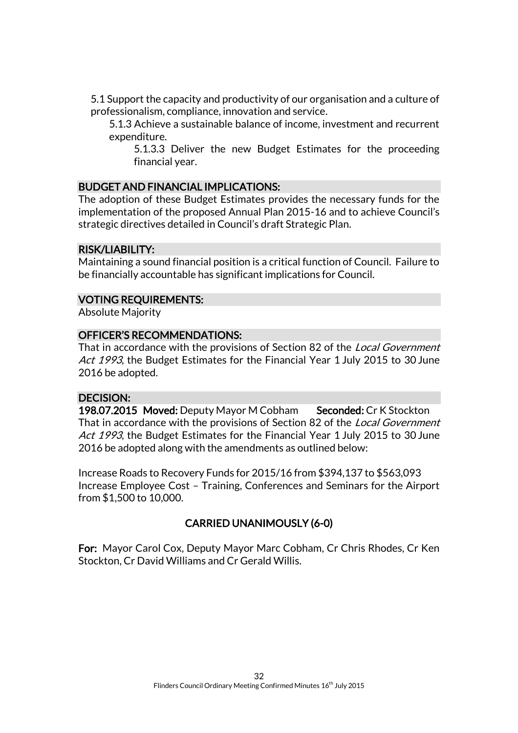5.1 Support the capacity and productivity of our organisation and a culture of professionalism, compliance, innovation and service.

5.1.3 Achieve a sustainable balance of income, investment and recurrent expenditure.

5.1.3.3 Deliver the new Budget Estimates for the proceeding financial year.

## BUDGET AND FINANCIAL IMPLICATIONS:

The adoption of these Budget Estimates provides the necessary funds for the implementation of the proposed Annual Plan 2015-16 and to achieve Council's strategic directives detailed in Council's draft Strategic Plan.

## RISK/LIABILITY:

Maintaining a sound financial position is a critical function of Council. Failure to be financially accountable has significant implications for Council.

## VOTING REQUIREMENTS:

Absolute Majority

## OFFICER'S RECOMMENDATIONS:

That in accordance with the provisions of Section 82 of the *Local Government Act 1993*, the Budget Estimates for the Financial Year 1 July 2015 to 30 June 2016 be adopted.

## DECISION:

**198.07.2015 Moved:** Deputy Mayor M Cobham **Seconded:** Cr K Stockton

That in accordance with the provisions of Section 82 of the *Local Government Act 1993*, the Budget Estimates for the Financial Year 1 July 2015 to 30 June 2016 be adopted along with the amendments as outlined below:

Increase Roads to Recovery Funds for 2015/16 from $394,137 to $563,093
Increase Employee Cost – Training, Conferences and Seminars for the Airport from $1,500 to 10,000.

**CARRIED UNANIMOUSLY (6-0)**

**For:** Mayor Carol Cox, Deputy Mayor Marc Cobham, Cr Chris Rhodes, Cr Ken Stockton, Cr David Williams and Cr Gerald Willis.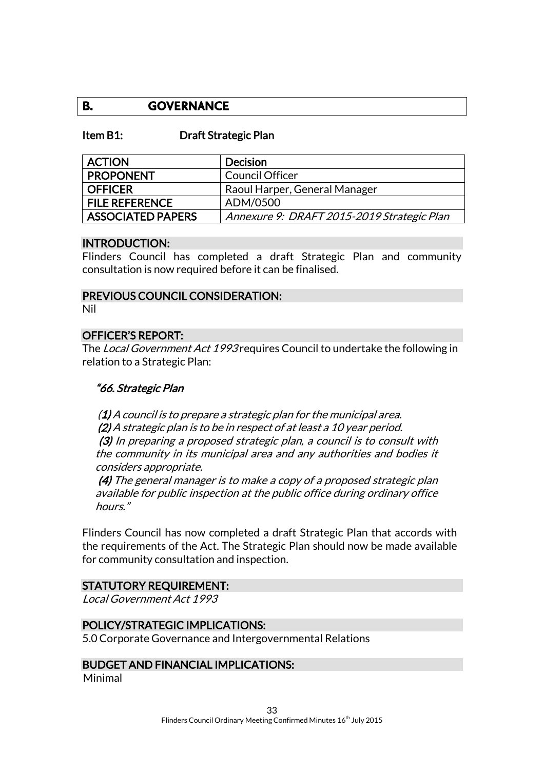## B. GOVERNANCE

### Item B1: Draft Strategic Plan

| ACTION | Decision |
| --- | --- |
| PROPONENT | Council Officer |
| OFFICER | Raoul Harper, General Manager |
| FILE REFERENCE | ADM/0500 |
| ASSOCIATED PAPERS | *Annexure 9: DRAFT 2015-2019 Strategic Plan* |

**INTRODUCTION:**

Flinders Council has completed a draft Strategic Plan and community consultation is now required before it can be finalised.

**PREVIOUS COUNCIL CONSIDERATION:**

Nil

**OFFICER'S REPORT:**

The *Local Government Act 1993* requires Council to undertake the following in relation to a Strategic Plan:

> ***"66. Strategic Plan***
>
> *(**1**) A council is to prepare a strategic plan for the municipal area.*
> ***(2)** A strategic plan is to be in respect of at least a 10 year period.*
> ***(3)** In preparing a proposed strategic plan, a council is to consult with the community in its municipal area and any authorities and bodies it considers appropriate.*
> ***(4)** The general manager is to make a copy of a proposed strategic plan available for public inspection at the public office during ordinary office hours."*

Flinders Council has now completed a draft Strategic Plan that accords with the requirements of the Act. The Strategic Plan should now be made available for community consultation and inspection.

**STATUTORY REQUIREMENT:**

*Local Government Act 1993*

**POLICY/STRATEGIC IMPLICATIONS:**

5.0 Corporate Governance and Intergovernmental Relations

**BUDGET AND FINANCIAL IMPLICATIONS:**

Minimal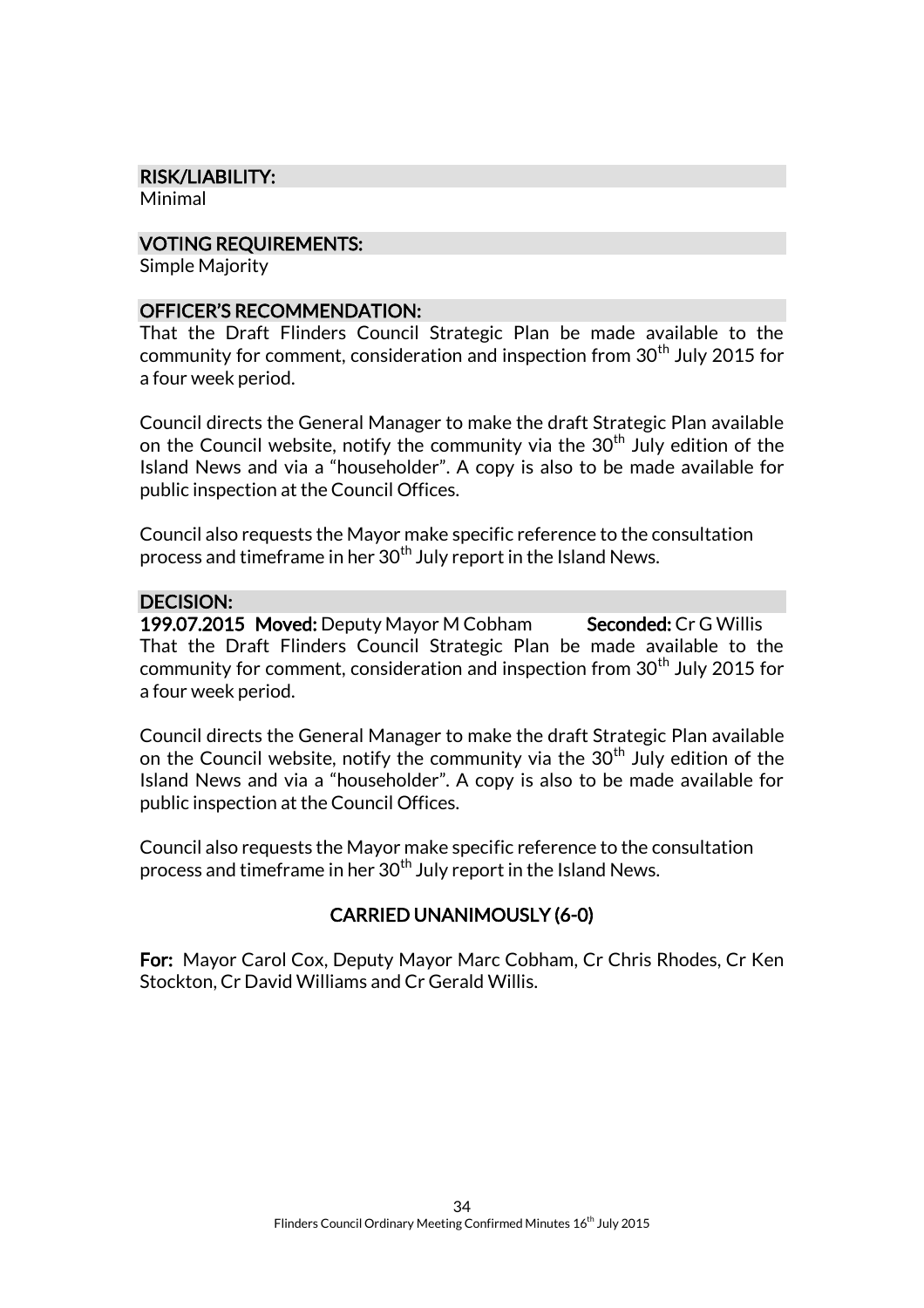## RISK/LIABILITY:

Minimal

## VOTING REQUIREMENTS:

Simple Majority

## OFFICER'S RECOMMENDATION:

That the Draft Flinders Council Strategic Plan be made available to the community for comment, consideration and inspection from 30th July 2015 for a four week period.

Council directs the General Manager to make the draft Strategic Plan available on the Council website, notify the community via the 30th July edition of the Island News and via a "householder". A copy is also to be made available for public inspection at the Council Offices.

Council also requests the Mayor make specific reference to the consultation process and timeframe in her 30th July report in the Island News.

## DECISION:

**199.07.2015 Moved:** Deputy Mayor M Cobham **Seconded:** Cr G Willis

That the Draft Flinders Council Strategic Plan be made available to the community for comment, consideration and inspection from 30th July 2015 for a four week period.

Council directs the General Manager to make the draft Strategic Plan available on the Council website, notify the community via the 30th July edition of the Island News and via a "householder". A copy is also to be made available for public inspection at the Council Offices.

Council also requests the Mayor make specific reference to the consultation process and timeframe in her 30th July report in the Island News.

**CARRIED UNANIMOUSLY (6-0)**

**For:** Mayor Carol Cox, Deputy Mayor Marc Cobham, Cr Chris Rhodes, Cr Ken Stockton, Cr David Williams and Cr Gerald Willis.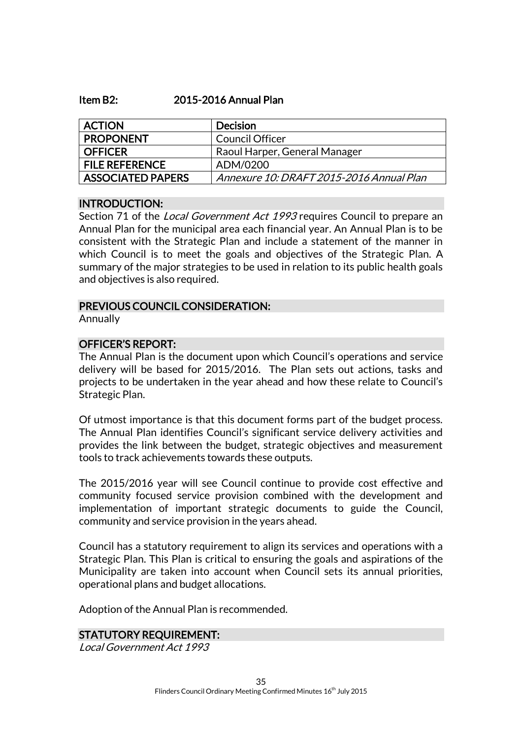## Item B2: 2015-2016 Annual Plan

| ACTION | Decision |
|---|---|
| PROPONENT | Council Officer |
| OFFICER | Raoul Harper, General Manager |
| FILE REFERENCE | ADM/0200 |
| ASSOCIATED PAPERS | *Annexure 10: DRAFT 2015-2016 Annual Plan* |

### INTRODUCTION:

Section 71 of the *Local Government Act 1993* requires Council to prepare an Annual Plan for the municipal area each financial year. An Annual Plan is to be consistent with the Strategic Plan and include a statement of the manner in which Council is to meet the goals and objectives of the Strategic Plan. A summary of the major strategies to be used in relation to its public health goals and objectives is also required.

### PREVIOUS COUNCIL CONSIDERATION:

Annually

### OFFICER'S REPORT:

The Annual Plan is the document upon which Council's operations and service delivery will be based for 2015/2016. The Plan sets out actions, tasks and projects to be undertaken in the year ahead and how these relate to Council's Strategic Plan.

Of utmost importance is that this document forms part of the budget process. The Annual Plan identifies Council's significant service delivery activities and provides the link between the budget, strategic objectives and measurement tools to track achievements towards these outputs.

The 2015/2016 year will see Council continue to provide cost effective and community focused service provision combined with the development and implementation of important strategic documents to guide the Council, community and service provision in the years ahead.

Council has a statutory requirement to align its services and operations with a Strategic Plan. This Plan is critical to ensuring the goals and aspirations of the Municipality are taken into account when Council sets its annual priorities, operational plans and budget allocations.

Adoption of the Annual Plan is recommended.

### STATUTORY REQUIREMENT:

*Local Government Act 1993*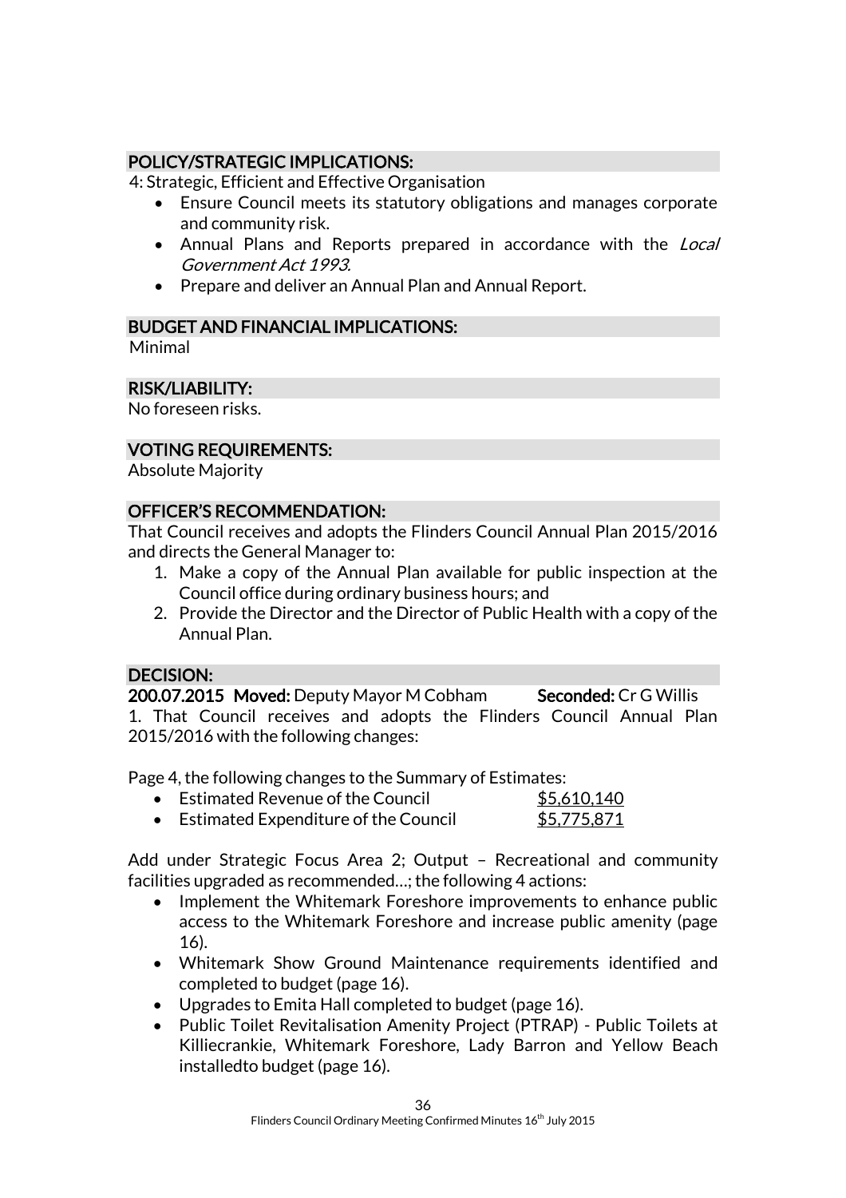## POLICY/STRATEGIC IMPLICATIONS:

4: Strategic, Efficient and Effective Organisation

- Ensure Council meets its statutory obligations and manages corporate and community risk.
- Annual Plans and Reports prepared in accordance with the *Local Government Act 1993.*
- Prepare and deliver an Annual Plan and Annual Report.

## BUDGET AND FINANCIAL IMPLICATIONS:

Minimal

## RISK/LIABILITY:

No foreseen risks.

## VOTING REQUIREMENTS:

Absolute Majority

## OFFICER'S RECOMMENDATION:

That Council receives and adopts the Flinders Council Annual Plan 2015/2016 and directs the General Manager to:

1. Make a copy of the Annual Plan available for public inspection at the Council office during ordinary business hours; and
2. Provide the Director and the Director of Public Health with a copy of the Annual Plan.

## DECISION:

**200.07.2015 Moved:** Deputy Mayor M Cobham **Seconded:** Cr G Willis

1. That Council receives and adopts the Flinders Council Annual Plan 2015/2016 with the following changes:

Page 4, the following changes to the Summary of Estimates:

- Estimated Revenue of the Council $5,610,140
- Estimated Expenditure of the Council $5,775,871

Add under Strategic Focus Area 2; Output – Recreational and community facilities upgraded as recommended…; the following 4 actions:

- Implement the Whitemark Foreshore improvements to enhance public access to the Whitemark Foreshore and increase public amenity (page 16).
- Whitemark Show Ground Maintenance requirements identified and completed to budget (page 16).
- Upgrades to Emita Hall completed to budget (page 16).
- Public Toilet Revitalisation Amenity Project (PTRAP) - Public Toilets at Killiecrankie, Whitemark Foreshore, Lady Barron and Yellow Beach installedto budget (page 16).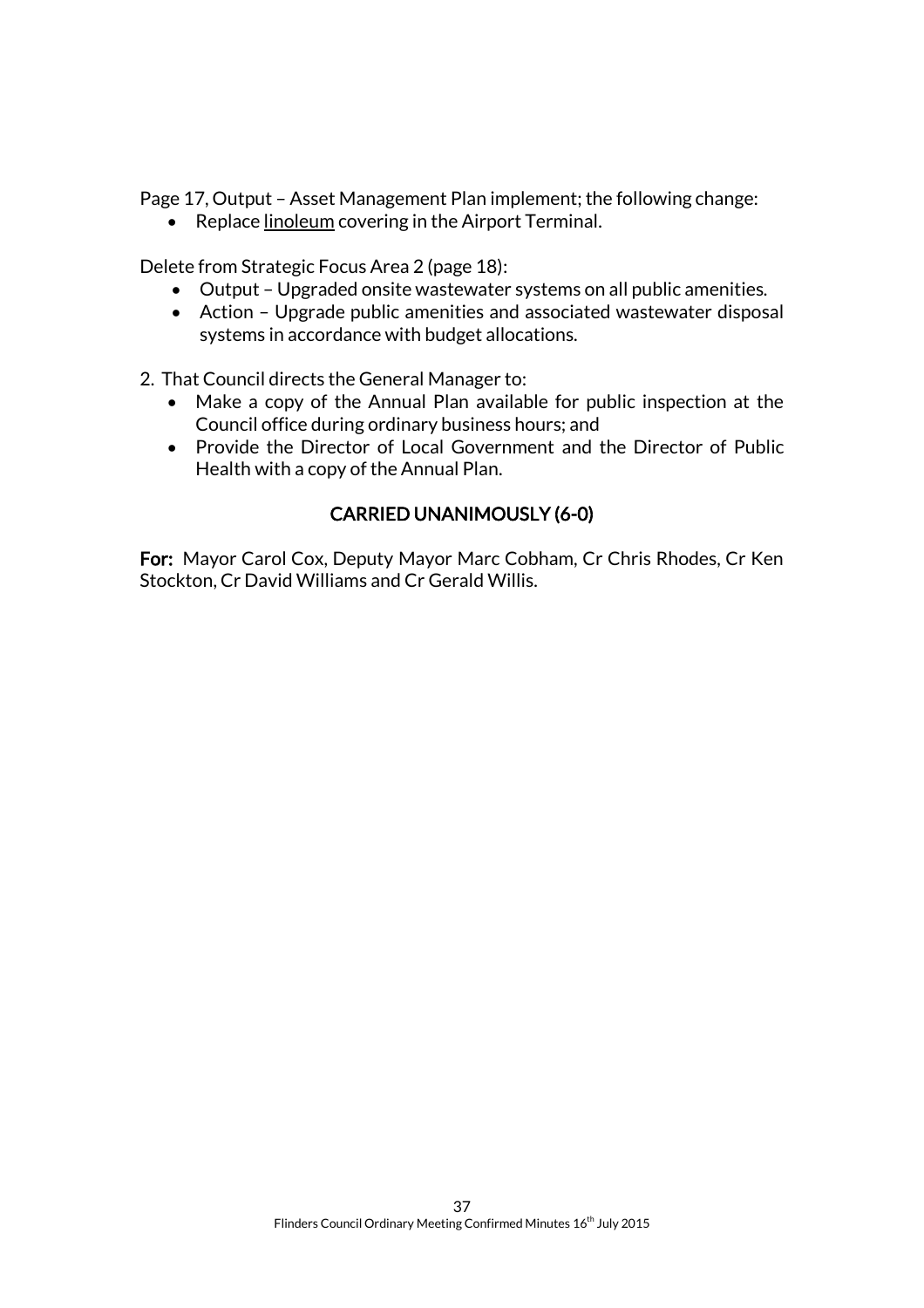Page 17, Output – Asset Management Plan implement; the following change:

- Replace <u>linoleum</u> covering in the Airport Terminal.

Delete from Strategic Focus Area 2 (page 18):

- Output – Upgraded onsite wastewater systems on all public amenities.
- Action – Upgrade public amenities and associated wastewater disposal systems in accordance with budget allocations.

2. That Council directs the General Manager to:
   - Make a copy of the Annual Plan available for public inspection at the Council office during ordinary business hours; and
   - Provide the Director of Local Government and the Director of Public Health with a copy of the Annual Plan.

**CARRIED UNANIMOUSLY (6-0)**

**For:** Mayor Carol Cox, Deputy Mayor Marc Cobham, Cr Chris Rhodes, Cr Ken Stockton, Cr David Williams and Cr Gerald Willis.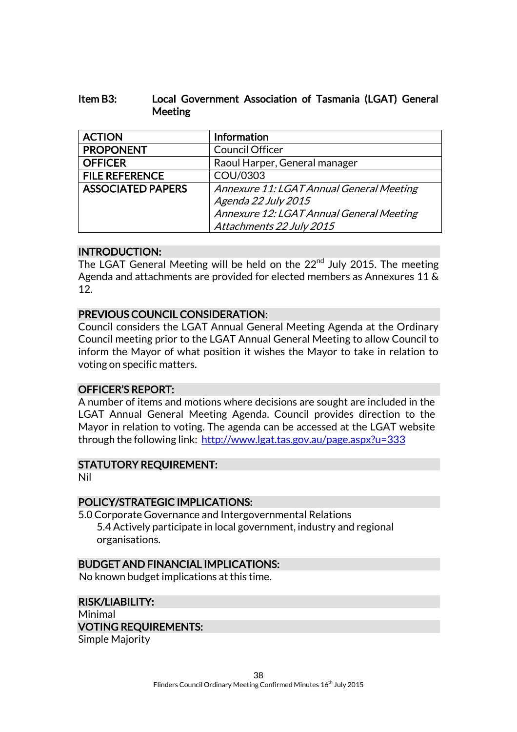## Item B3: Local Government Association of Tasmania (LGAT) General Meeting

| ACTION | Information |
|---|---|
| PROPONENT | Council Officer |
| OFFICER | Raoul Harper, General manager |
| FILE REFERENCE | COU/0303 |
| ASSOCIATED PAPERS | *Annexure 11: LGAT Annual General Meeting Agenda 22 July 2015*<br>*Annexure 12: LGAT Annual General Meeting Attachments 22 July 2015* |

### INTRODUCTION:

The LGAT General Meeting will be held on the 22nd July 2015. The meeting Agenda and attachments are provided for elected members as Annexures 11 & 12.

### PREVIOUS COUNCIL CONSIDERATION:

Council considers the LGAT Annual General Meeting Agenda at the Ordinary Council meeting prior to the LGAT Annual General Meeting to allow Council to inform the Mayor of what position it wishes the Mayor to take in relation to voting on specific matters.

### OFFICER'S REPORT:

A number of items and motions where decisions are sought are included in the LGAT Annual General Meeting Agenda. Council provides direction to the Mayor in relation to voting. The agenda can be accessed at the LGAT website through the following link: [http://www.lgat.tas.gov.au/page.aspx?u=333](http://www.lgat.tas.gov.au/page.aspx?u=333)

### STATUTORY REQUIREMENT:

Nil

### POLICY/STRATEGIC IMPLICATIONS:

5.0 Corporate Governance and Intergovernmental Relations

- 5.4 Actively participate in local government, industry and regional organisations.

### BUDGET AND FINANCIAL IMPLICATIONS:

No known budget implications at this time.

### RISK/LIABILITY:

Minimal

### VOTING REQUIREMENTS:

Simple Majority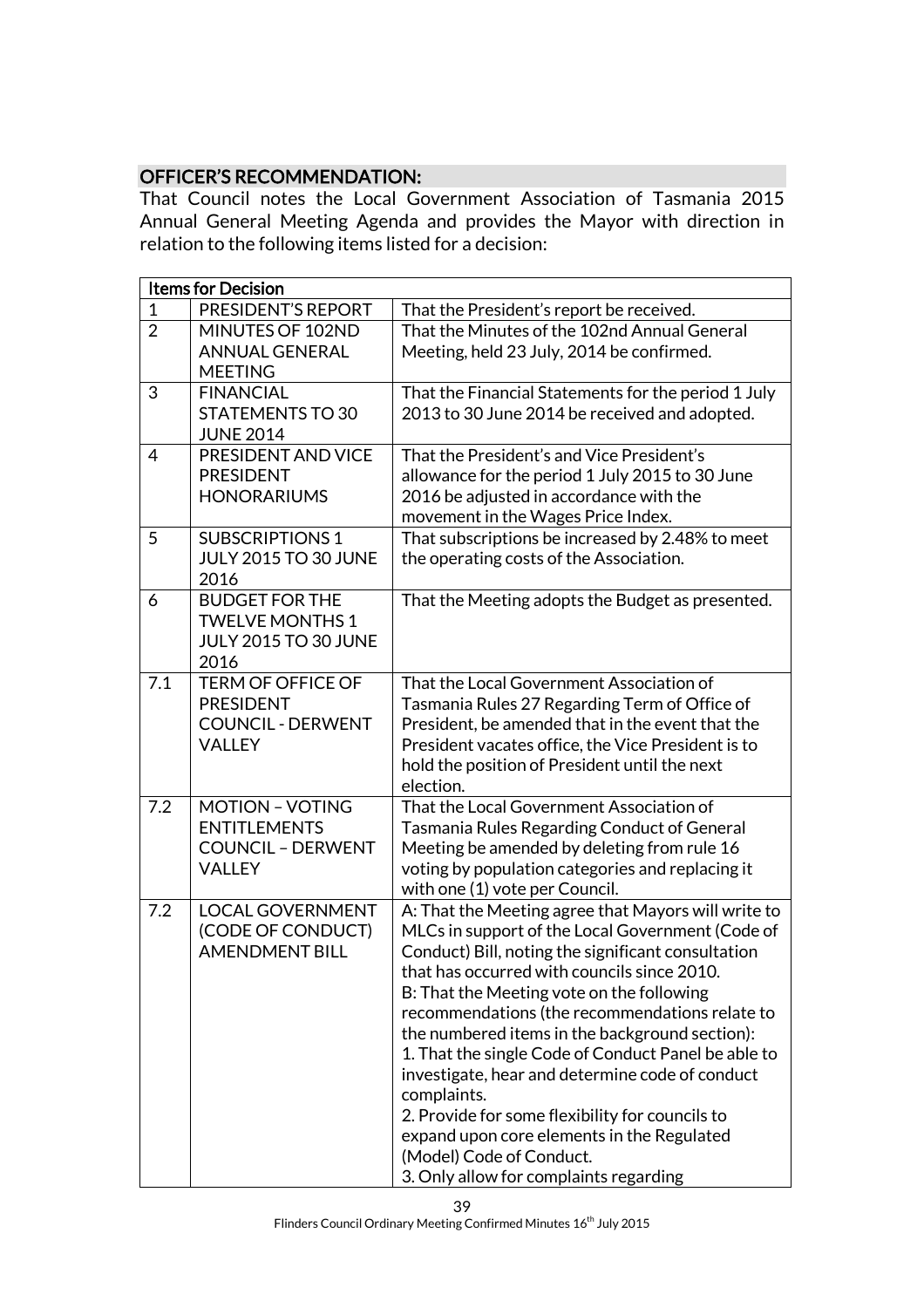## OFFICER'S RECOMMENDATION:

That Council notes the Local Government Association of Tasmania 2015 Annual General Meeting Agenda and provides the Mayor with direction in relation to the following items listed for a decision:

| Items for Decision | | |
|---|---|---|
| 1 | PRESIDENT'S REPORT | That the President's report be received. |
| 2 | MINUTES OF 102ND ANNUAL GENERAL MEETING | That the Minutes of the 102nd Annual General Meeting, held 23 July, 2014 be confirmed. |
| 3 | FINANCIAL STATEMENTS TO 30 JUNE 2014 | That the Financial Statements for the period 1 July 2013 to 30 June 2014 be received and adopted. |
| 4 | PRESIDENT AND VICE PRESIDENT HONORARIUMS | That the President's and Vice President's allowance for the period 1 July 2015 to 30 June 2016 be adjusted in accordance with the movement in the Wages Price Index. |
| 5 | SUBSCRIPTIONS 1 JULY 2015 TO 30 JUNE 2016 | That subscriptions be increased by 2.48% to meet the operating costs of the Association. |
| 6 | BUDGET FOR THE TWELVE MONTHS 1 JULY 2015 TO 30 JUNE 2016 | That the Meeting adopts the Budget as presented. |
| 7.1 | TERM OF OFFICE OF PRESIDENT COUNCIL - DERWENT VALLEY | That the Local Government Association of Tasmania Rules 27 Regarding Term of Office of President, be amended that in the event that the President vacates office, the Vice President is to hold the position of President until the next election. |
| 7.2 | MOTION – VOTING ENTITLEMENTS COUNCIL – DERWENT VALLEY | That the Local Government Association of Tasmania Rules Regarding Conduct of General Meeting be amended by deleting from rule 16 voting by population categories and replacing it with one (1) vote per Council. |
| 7.2 | LOCAL GOVERNMENT (CODE OF CONDUCT) AMENDMENT BILL | A: That the Meeting agree that Mayors will write to MLCs in support of the Local Government (Code of Conduct) Bill, noting the significant consultation that has occurred with councils since 2010.<br>B: That the Meeting vote on the following recommendations (the recommendations relate to the numbered items in the background section):<br>1. That the single Code of Conduct Panel be able to investigate, hear and determine code of conduct complaints.<br>2. Provide for some flexibility for councils to expand upon core elements in the Regulated (Model) Code of Conduct.<br>3. Only allow for complaints regarding |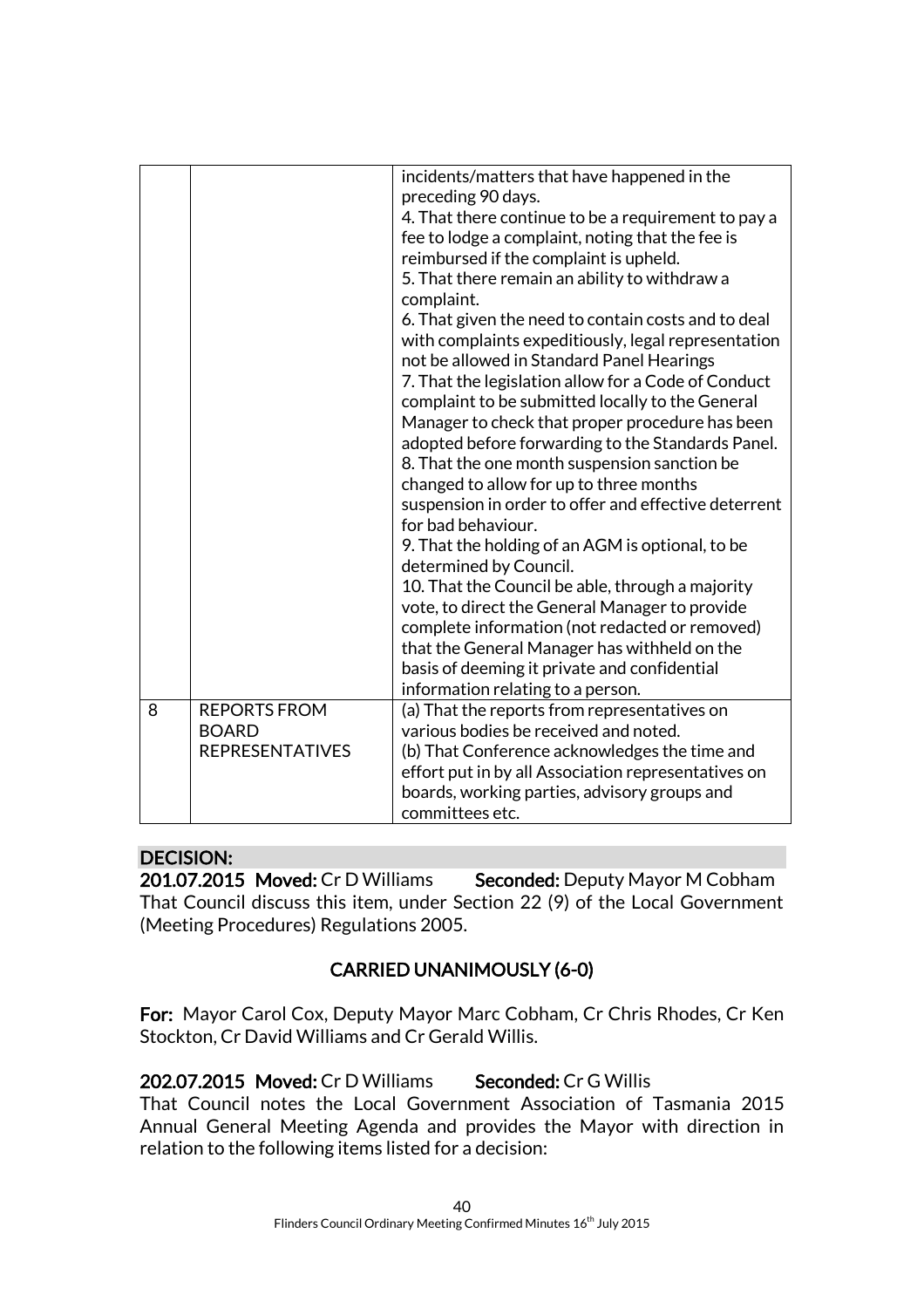| | | |
|---|---|---|
| | | incidents/matters that have happened in the preceding 90 days.<br>4. That there continue to be a requirement to pay a fee to lodge a complaint, noting that the fee is reimbursed if the complaint is upheld.<br>5. That there remain an ability to withdraw a complaint.<br>6. That given the need to contain costs and to deal with complaints expeditiously, legal representation not be allowed in Standard Panel Hearings<br>7. That the legislation allow for a Code of Conduct complaint to be submitted locally to the General Manager to check that proper procedure has been adopted before forwarding to the Standards Panel.<br>8. That the one month suspension sanction be changed to allow for up to three months suspension in order to offer and effective deterrent for bad behaviour.<br>9. That the holding of an AGM is optional, to be determined by Council.<br>10. That the Council be able, through a majority vote, to direct the General Manager to provide complete information (not redacted or removed) that the General Manager has withheld on the basis of deeming it private and confidential information relating to a person. |
| 8 | REPORTS FROM BOARD REPRESENTATIVES | (a) That the reports from representatives on various bodies be received and noted.<br>(b) That Conference acknowledges the time and effort put in by all Association representatives on boards, working parties, advisory groups and committees etc. |

**DECISION:**

**201.07.2015 Moved:** Cr D Williams **Seconded:** Deputy Mayor M Cobham

That Council discuss this item, under Section 22 (9) of the Local Government (Meeting Procedures) Regulations 2005.

**CARRIED UNANIMOUSLY (6-0)**

**For:** Mayor Carol Cox, Deputy Mayor Marc Cobham, Cr Chris Rhodes, Cr Ken Stockton, Cr David Williams and Cr Gerald Willis.

**202.07.2015 Moved:** Cr D Williams **Seconded:** Cr G Willis

That Council notes the Local Government Association of Tasmania 2015 Annual General Meeting Agenda and provides the Mayor with direction in relation to the following items listed for a decision: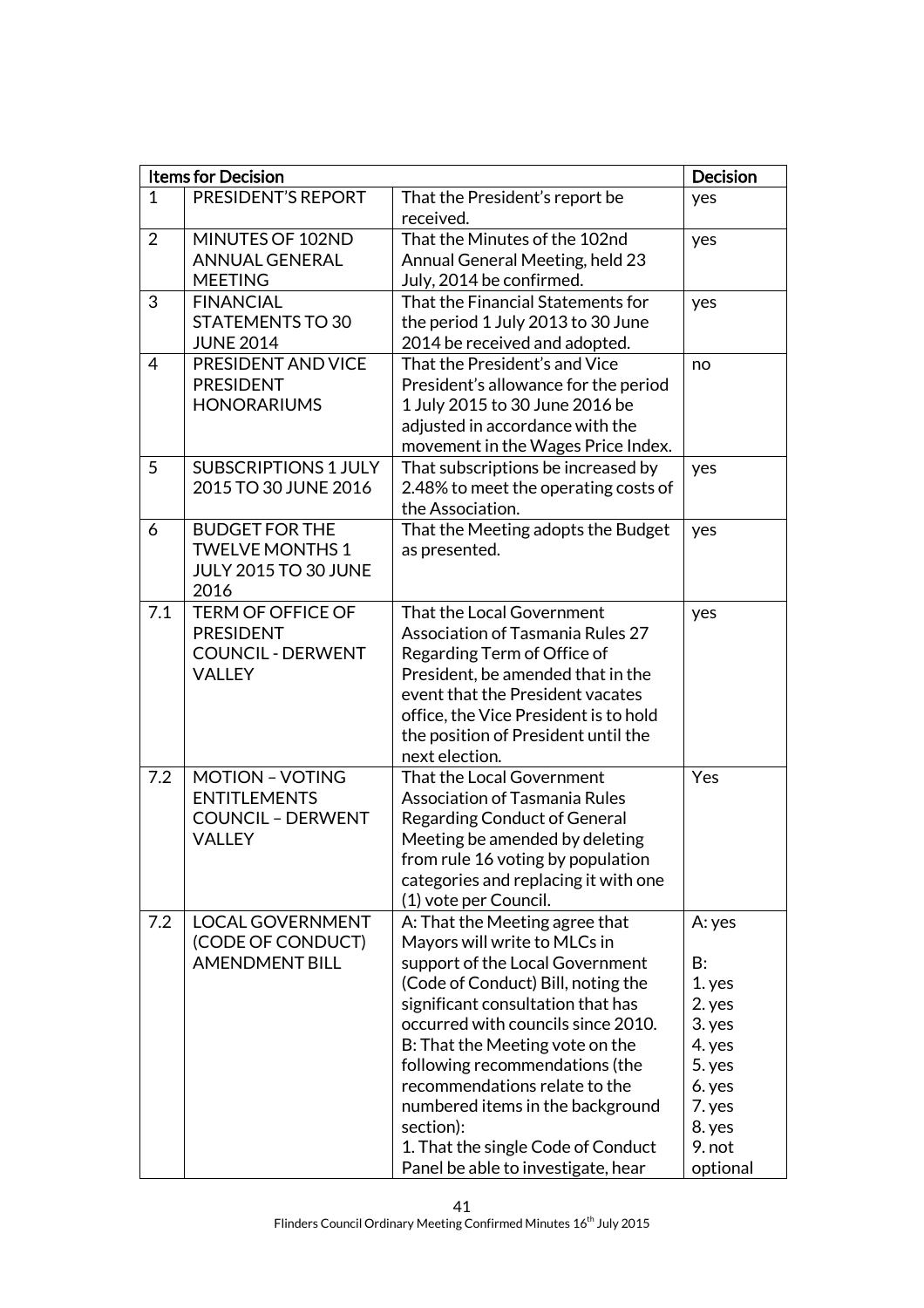| Items for Decision | | | Decision |
|---|---|---|---|
| 1 | PRESIDENT'S REPORT | That the President's report be received. | yes |
| 2 | MINUTES OF 102ND ANNUAL GENERAL MEETING | That the Minutes of the 102nd Annual General Meeting, held 23 July, 2014 be confirmed. | yes |
| 3 | FINANCIAL STATEMENTS TO 30 JUNE 2014 | That the Financial Statements for the period 1 July 2013 to 30 June 2014 be received and adopted. | yes |
| 4 | PRESIDENT AND VICE PRESIDENT HONORARIUMS | That the President's and Vice President's allowance for the period 1 July 2015 to 30 June 2016 be adjusted in accordance with the movement in the Wages Price Index. | no |
| 5 | SUBSCRIPTIONS 1 JULY 2015 TO 30 JUNE 2016 | That subscriptions be increased by 2.48% to meet the operating costs of the Association. | yes |
| 6 | BUDGET FOR THE TWELVE MONTHS 1 JULY 2015 TO 30 JUNE 2016 | That the Meeting adopts the Budget as presented. | yes |
| 7.1 | TERM OF OFFICE OF PRESIDENT COUNCIL - DERWENT VALLEY | That the Local Government Association of Tasmania Rules 27 Regarding Term of Office of President, be amended that in the event that the President vacates office, the Vice President is to hold the position of President until the next election. | yes |
| 7.2 | MOTION – VOTING ENTITLEMENTS COUNCIL – DERWENT VALLEY | That the Local Government Association of Tasmania Rules Regarding Conduct of General Meeting be amended by deleting from rule 16 voting by population categories and replacing it with one (1) vote per Council. | Yes |
| 7.2 | LOCAL GOVERNMENT (CODE OF CONDUCT) AMENDMENT BILL | A: That the Meeting agree that Mayors will write to MLCs in support of the Local Government (Code of Conduct) Bill, noting the significant consultation that has occurred with councils since 2010.<br>B: That the Meeting vote on the following recommendations (the recommendations relate to the numbered items in the background section):<br>1. That the single Code of Conduct Panel be able to investigate, hear | A: yes<br><br>B:<br>1. yes<br>2. yes<br>3. yes<br>4. yes<br>5. yes<br>6. yes<br>7. yes<br>8. yes<br>9. not optional |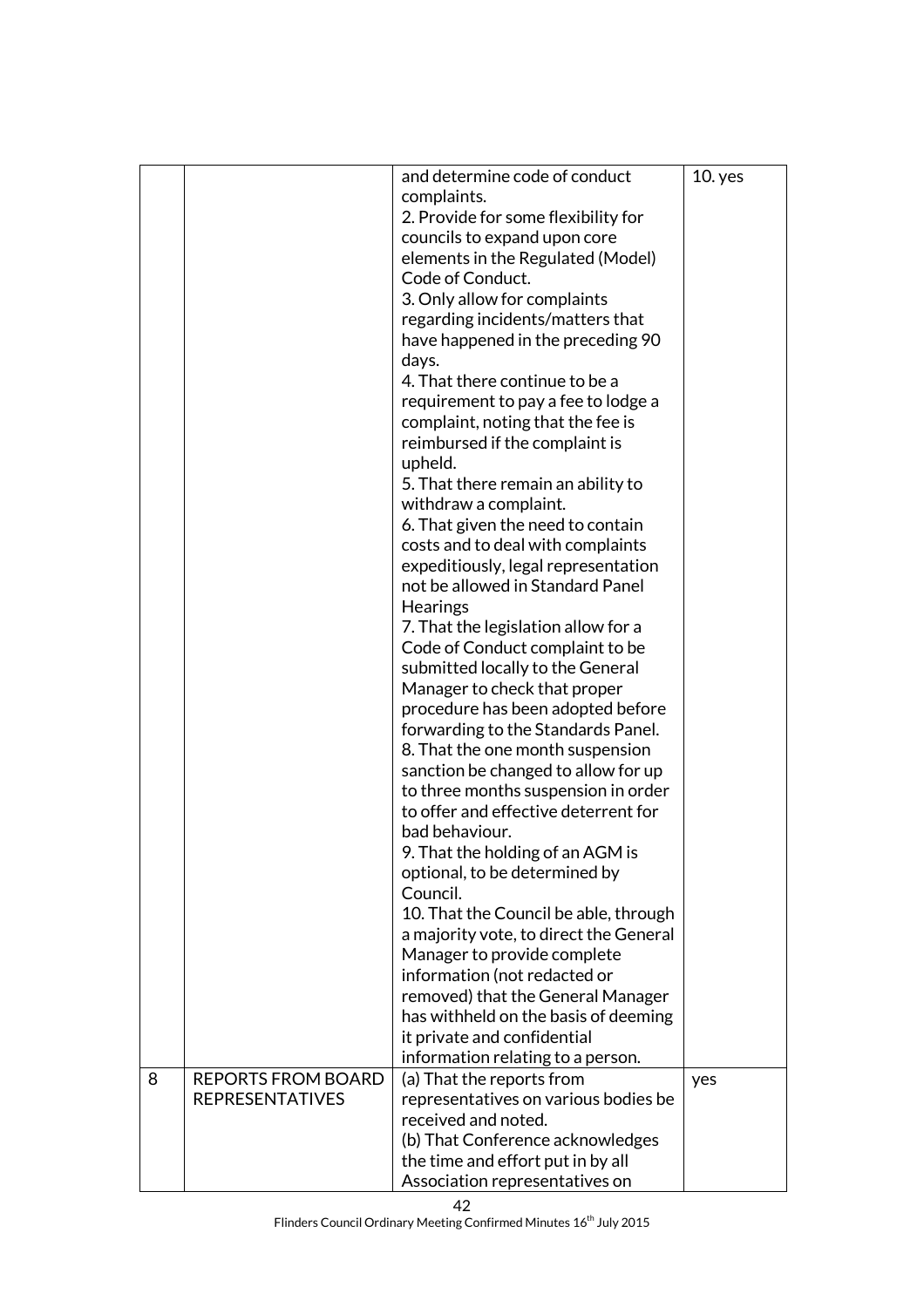| | | | |
|---|---|---|---|
| | | and determine code of conduct complaints.<br>2. Provide for some flexibility for councils to expand upon core elements in the Regulated (Model) Code of Conduct.<br>3. Only allow for complaints regarding incidents/matters that have happened in the preceding 90 days.<br>4. That there continue to be a requirement to pay a fee to lodge a complaint, noting that the fee is reimbursed if the complaint is upheld.<br>5. That there remain an ability to withdraw a complaint.<br>6. That given the need to contain costs and to deal with complaints expeditiously, legal representation not be allowed in Standard Panel Hearings<br>7. That the legislation allow for a Code of Conduct complaint to be submitted locally to the General Manager to check that proper procedure has been adopted before forwarding to the Standards Panel.<br>8. That the one month suspension sanction be changed to allow for up to three months suspension in order to offer and effective deterrent for bad behaviour.<br>9. That the holding of an AGM is optional, to be determined by Council.<br>10. That the Council be able, through a majority vote, to direct the General Manager to provide complete information (not redacted or removed) that the General Manager has withheld on the basis of deeming it private and confidential information relating to a person. | 10. yes |
| 8 | REPORTS FROM BOARD REPRESENTATIVES | (a) That the reports from representatives on various bodies be received and noted.<br>(b) That Conference acknowledges the time and effort put in by all Association representatives on | yes |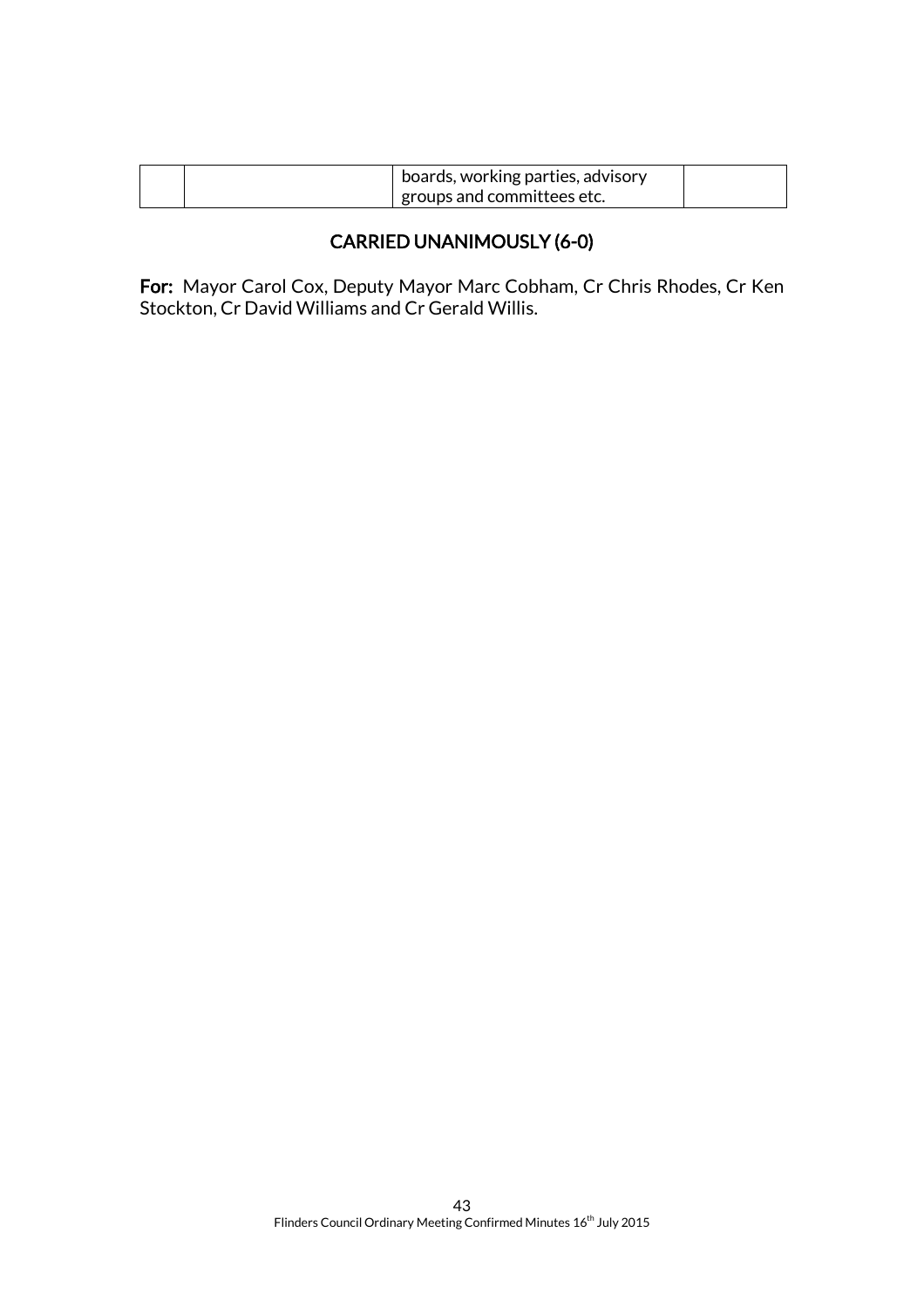|  |  | boards, working parties, advisory groups and committees etc. |  |
|---|---|---|---|

**CARRIED UNANIMOUSLY (6-0)**

**For:** Mayor Carol Cox, Deputy Mayor Marc Cobham, Cr Chris Rhodes, Cr Ken Stockton, Cr David Williams and Cr Gerald Willis.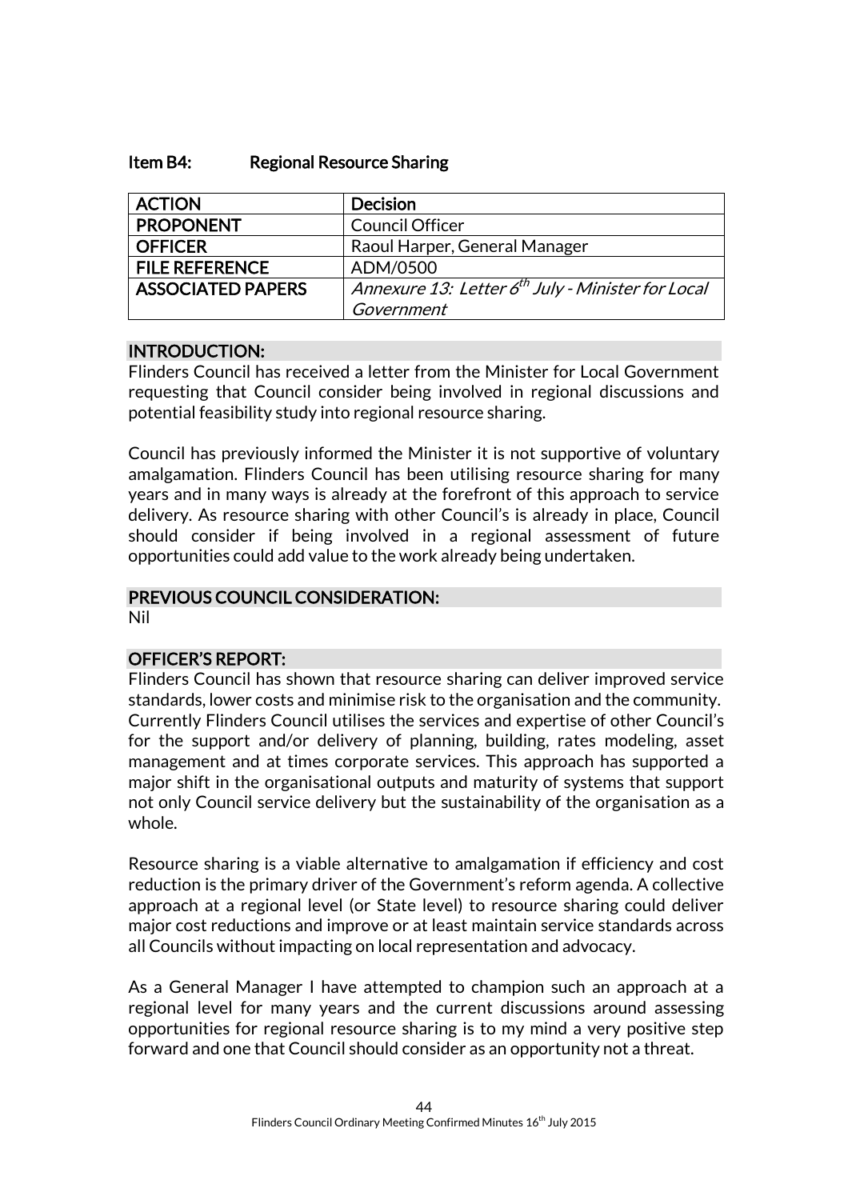### Item B4: Regional Resource Sharing

| ACTION | Decision |
|---|---|
| PROPONENT | Council Officer |
| OFFICER | Raoul Harper, General Manager |
| FILE REFERENCE | ADM/0500 |
| ASSOCIATED PAPERS | *Annexure 13: Letter 6th July - Minister for Local Government* |

#### INTRODUCTION:

Flinders Council has received a letter from the Minister for Local Government requesting that Council consider being involved in regional discussions and potential feasibility study into regional resource sharing.

Council has previously informed the Minister it is not supportive of voluntary amalgamation. Flinders Council has been utilising resource sharing for many years and in many ways is already at the forefront of this approach to service delivery. As resource sharing with other Council's is already in place, Council should consider if being involved in a regional assessment of future opportunities could add value to the work already being undertaken.

#### PREVIOUS COUNCIL CONSIDERATION:

Nil

#### OFFICER'S REPORT:

Flinders Council has shown that resource sharing can deliver improved service standards, lower costs and minimise risk to the organisation and the community. Currently Flinders Council utilises the services and expertise of other Council's for the support and/or delivery of planning, building, rates modeling, asset management and at times corporate services. This approach has supported a major shift in the organisational outputs and maturity of systems that support not only Council service delivery but the sustainability of the organisation as a whole.

Resource sharing is a viable alternative to amalgamation if efficiency and cost reduction is the primary driver of the Government's reform agenda. A collective approach at a regional level (or State level) to resource sharing could deliver major cost reductions and improve or at least maintain service standards across all Councils without impacting on local representation and advocacy.

As a General Manager I have attempted to champion such an approach at a regional level for many years and the current discussions around assessing opportunities for regional resource sharing is to my mind a very positive step forward and one that Council should consider as an opportunity not a threat.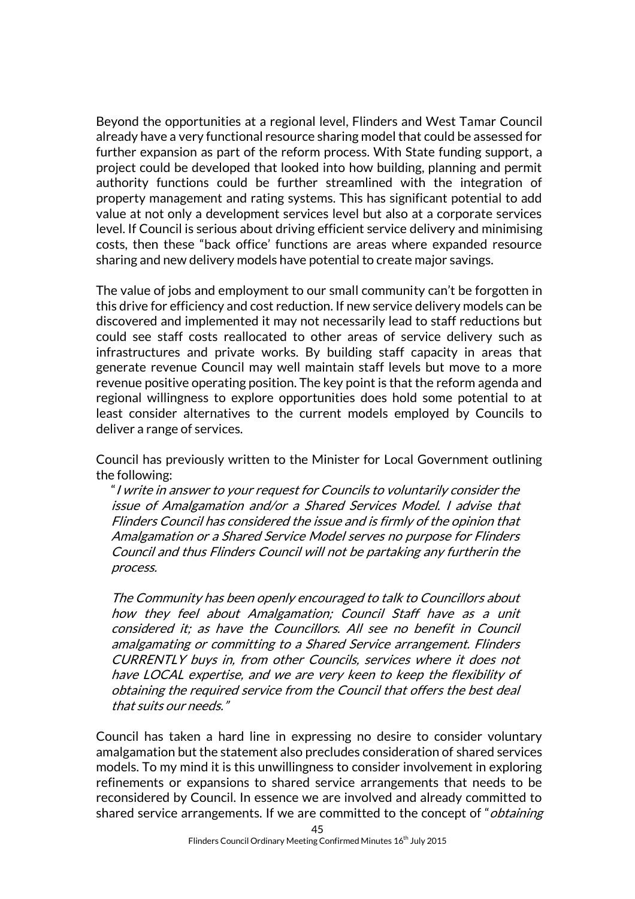Beyond the opportunities at a regional level, Flinders and West Tamar Council already have a very functional resource sharing model that could be assessed for further expansion as part of the reform process. With State funding support, a project could be developed that looked into how building, planning and permit authority functions could be further streamlined with the integration of property management and rating systems. This has significant potential to add value at not only a development services level but also at a corporate services level. If Council is serious about driving efficient service delivery and minimising costs, then these "back office' functions are areas where expanded resource sharing and new delivery models have potential to create major savings.

The value of jobs and employment to our small community can't be forgotten in this drive for efficiency and cost reduction. If new service delivery models can be discovered and implemented it may not necessarily lead to staff reductions but could see staff costs reallocated to other areas of service delivery such as infrastructures and private works. By building staff capacity in areas that generate revenue Council may well maintain staff levels but move to a more revenue positive operating position. The key point is that the reform agenda and regional willingness to explore opportunities does hold some potential to at least consider alternatives to the current models employed by Councils to deliver a range of services.

Council has previously written to the Minister for Local Government outlining the following:

> "*I write in answer to your request for Councils to voluntarily consider the issue of Amalgamation and/or a Shared Services Model. I advise that Flinders Council has considered the issue and is firmly of the opinion that Amalgamation or a Shared Service Model serves no purpose for Flinders Council and thus Flinders Council will not be partaking any furtherin the process.*
>
> *The Community has been openly encouraged to talk to Councillors about how they feel about Amalgamation; Council Staff have as a unit considered it; as have the Councillors. All see no benefit in Council amalgamating or committing to a Shared Service arrangement. Flinders CURRENTLY buys in, from other Councils, services where it does not have LOCAL expertise, and we are very keen to keep the flexibility of obtaining the required service from the Council that offers the best deal that suits our needs.*"

Council has taken a hard line in expressing no desire to consider voluntary amalgamation but the statement also precludes consideration of shared services models. To my mind it is this unwillingness to consider involvement in exploring refinements or expansions to shared service arrangements that needs to be reconsidered by Council. In essence we are involved and already committed to shared service arrangements. If we are committed to the concept of "*obtaining*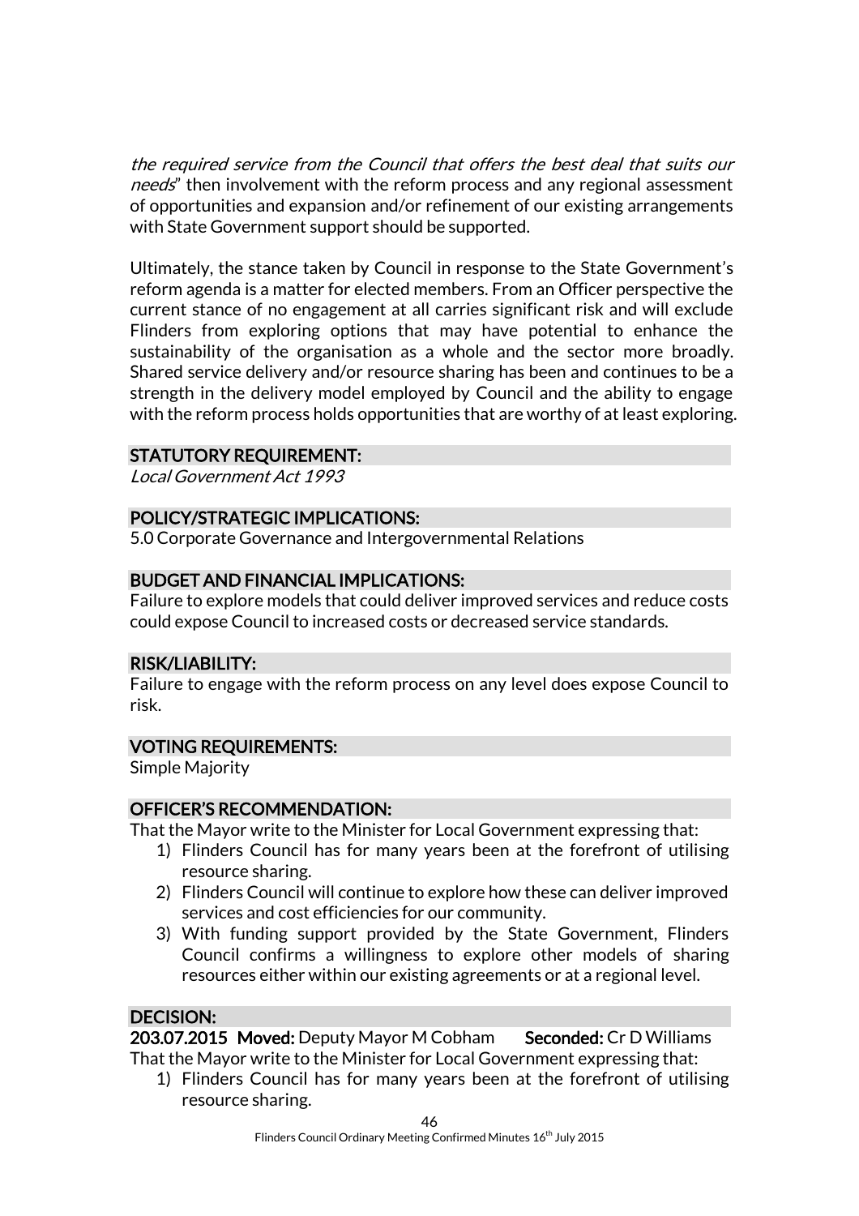*the required service from the Council that offers the best deal that suits our needs*" then involvement with the reform process and any regional assessment of opportunities and expansion and/or refinement of our existing arrangements with State Government support should be supported.

Ultimately, the stance taken by Council in response to the State Government's reform agenda is a matter for elected members. From an Officer perspective the current stance of no engagement at all carries significant risk and will exclude Flinders from exploring options that may have potential to enhance the sustainability of the organisation as a whole and the sector more broadly. Shared service delivery and/or resource sharing has been and continues to be a strength in the delivery model employed by Council and the ability to engage with the reform process holds opportunities that are worthy of at least exploring.

## STATUTORY REQUIREMENT:

*Local Government Act 1993*

## POLICY/STRATEGIC IMPLICATIONS:

5.0 Corporate Governance and Intergovernmental Relations

## BUDGET AND FINANCIAL IMPLICATIONS:

Failure to explore models that could deliver improved services and reduce costs could expose Council to increased costs or decreased service standards.

## RISK/LIABILITY:

Failure to engage with the reform process on any level does expose Council to risk.

## VOTING REQUIREMENTS:

Simple Majority

## OFFICER'S RECOMMENDATION:

That the Mayor write to the Minister for Local Government expressing that:

1) Flinders Council has for many years been at the forefront of utilising resource sharing.
2) Flinders Council will continue to explore how these can deliver improved services and cost efficiencies for our community.
3) With funding support provided by the State Government, Flinders Council confirms a willingness to explore other models of sharing resources either within our existing agreements or at a regional level.

## DECISION:

**203.07.2015 Moved:** Deputy Mayor M Cobham **Seconded:** Cr D Williams

That the Mayor write to the Minister for Local Government expressing that:

1) Flinders Council has for many years been at the forefront of utilising resource sharing.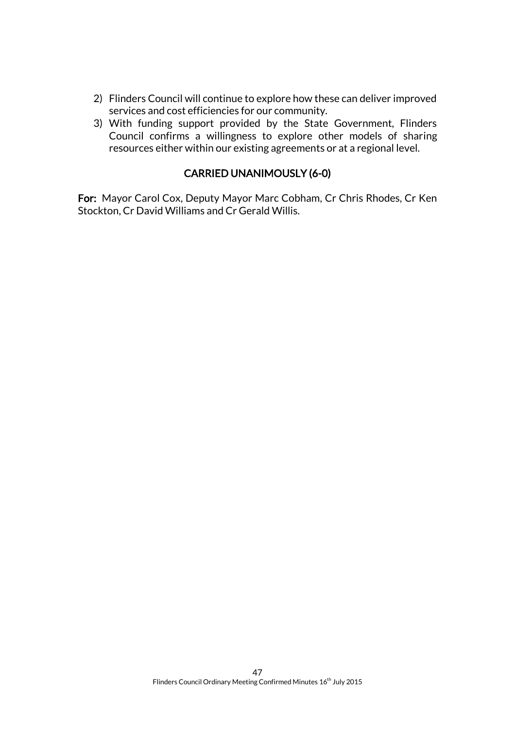2) Flinders Council will continue to explore how these can deliver improved services and cost efficiencies for our community.
3) With funding support provided by the State Government, Flinders Council confirms a willingness to explore other models of sharing resources either within our existing agreements or at a regional level.

**CARRIED UNANIMOUSLY (6-0)**

**For:** Mayor Carol Cox, Deputy Mayor Marc Cobham, Cr Chris Rhodes, Cr Ken Stockton, Cr David Williams and Cr Gerald Willis.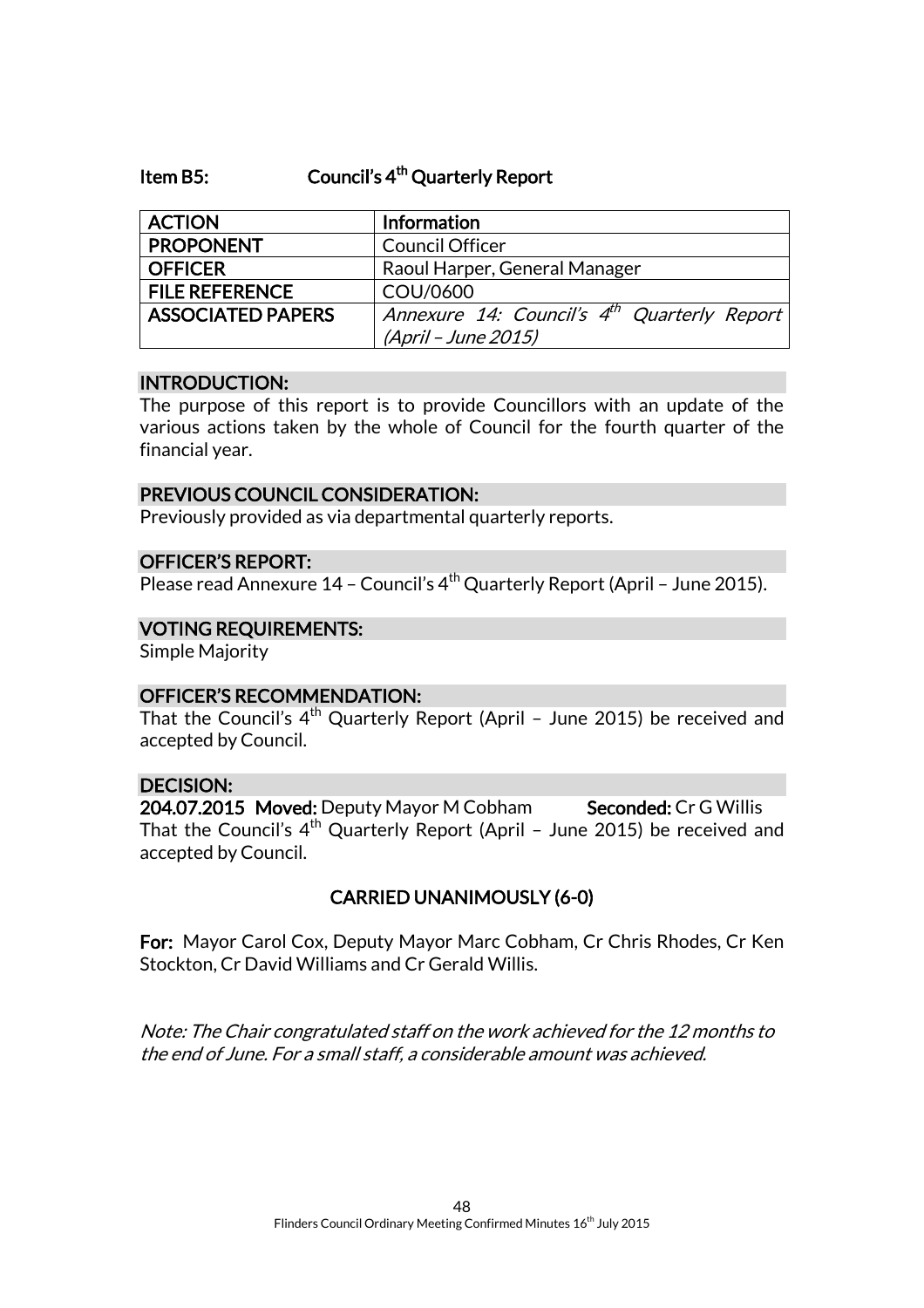### Item B5: Council's 4th Quarterly Report

| ACTION | Information |
|---|---|
| PROPONENT | Council Officer |
| OFFICER | Raoul Harper, General Manager |
| FILE REFERENCE | COU/0600 |
| ASSOCIATED PAPERS | *Annexure 14: Council's 4th Quarterly Report (April – June 2015)* |

**INTRODUCTION:**

The purpose of this report is to provide Councillors with an update of the various actions taken by the whole of Council for the fourth quarter of the financial year.

**PREVIOUS COUNCIL CONSIDERATION:**

Previously provided as via departmental quarterly reports.

**OFFICER'S REPORT:**

Please read Annexure 14 – Council's 4th Quarterly Report (April – June 2015).

**VOTING REQUIREMENTS:**

Simple Majority

**OFFICER'S RECOMMENDATION:**

That the Council's 4th Quarterly Report (April – June 2015) be received and accepted by Council.

**DECISION:**

**204.07.2015 Moved:** Deputy Mayor M Cobham **Seconded:** Cr G Willis

That the Council's 4th Quarterly Report (April – June 2015) be received and accepted by Council.

**CARRIED UNANIMOUSLY (6-0)**

**For:** Mayor Carol Cox, Deputy Mayor Marc Cobham, Cr Chris Rhodes, Cr Ken Stockton, Cr David Williams and Cr Gerald Willis.

*Note: The Chair congratulated staff on the work achieved for the 12 months to the end of June. For a small staff, a considerable amount was achieved.*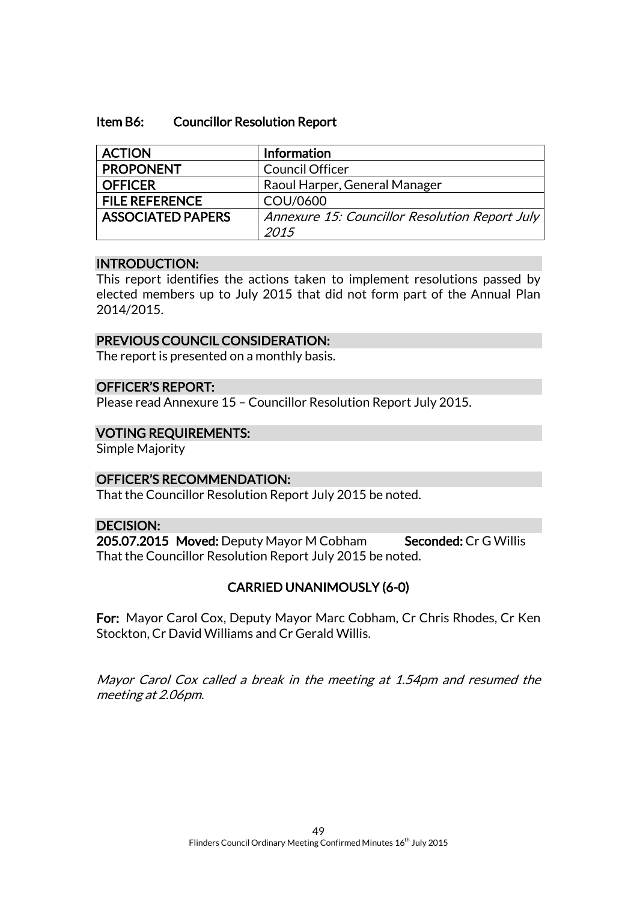### Item B6: Councillor Resolution Report

| ACTION | Information |
|---|---|
| PROPONENT | Council Officer |
| OFFICER | Raoul Harper, General Manager |
| FILE REFERENCE | COU/0600 |
| ASSOCIATED PAPERS | *Annexure 15: Councillor Resolution Report July 2015* |

**INTRODUCTION:**

This report identifies the actions taken to implement resolutions passed by elected members up to July 2015 that did not form part of the Annual Plan 2014/2015.

**PREVIOUS COUNCIL CONSIDERATION:**

The report is presented on a monthly basis.

**OFFICER'S REPORT:**

Please read Annexure 15 – Councillor Resolution Report July 2015.

**VOTING REQUIREMENTS:**

Simple Majority

**OFFICER'S RECOMMENDATION:**

That the Councillor Resolution Report July 2015 be noted.

**DECISION:**

**205.07.2015 Moved:** Deputy Mayor M Cobham **Seconded:** Cr G Willis

That the Councillor Resolution Report July 2015 be noted.

**CARRIED UNANIMOUSLY (6-0)**

**For:** Mayor Carol Cox, Deputy Mayor Marc Cobham, Cr Chris Rhodes, Cr Ken Stockton, Cr David Williams and Cr Gerald Willis.

*Mayor Carol Cox called a break in the meeting at 1.54pm and resumed the meeting at 2.06pm.*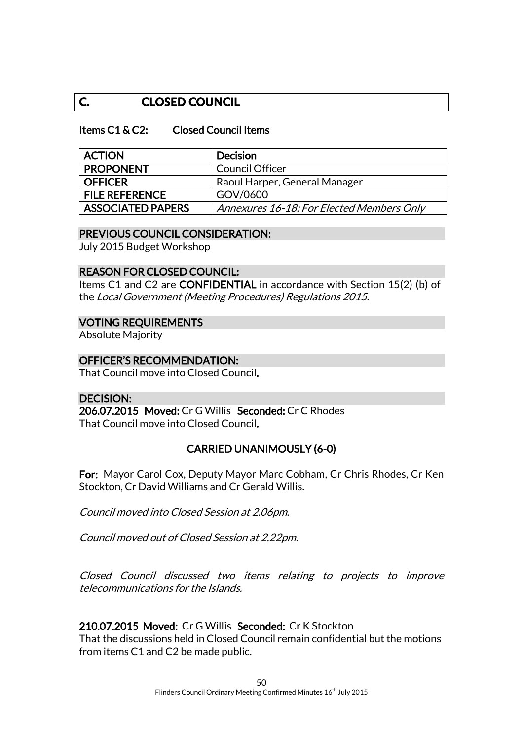## C. CLOSED COUNCIL

**Items C1 & C2: Closed Council Items**

| ACTION | Decision |
|---|---|
| **PROPONENT** | Council Officer |
| **OFFICER** | Raoul Harper, General Manager |
| **FILE REFERENCE** | GOV/0600 |
| **ASSOCIATED PAPERS** | *Annexures 16-18: For Elected Members Only* |

**PREVIOUS COUNCIL CONSIDERATION:**

July 2015 Budget Workshop

**REASON FOR CLOSED COUNCIL:**

Items C1 and C2 are **CONFIDENTIAL** in accordance with Section 15(2) (b) of the *Local Government (Meeting Procedures) Regulations 2015.*

**VOTING REQUIREMENTS**

Absolute Majority

**OFFICER'S RECOMMENDATION:**

That Council move into Closed Council.

**DECISION:**

**206.07.2015 Moved:** Cr G Willis **Seconded:** Cr C Rhodes

That Council move into Closed Council.

**CARRIED UNANIMOUSLY (6-0)**

**For:** Mayor Carol Cox, Deputy Mayor Marc Cobham, Cr Chris Rhodes, Cr Ken Stockton, Cr David Williams and Cr Gerald Willis.

*Council moved into Closed Session at 2.06pm.*

*Council moved out of Closed Session at 2.22pm.*

*Closed Council discussed two items relating to projects to improve telecommunications for the Islands.*

**210.07.2015 Moved:** Cr G Willis **Seconded:** Cr K Stockton

That the discussions held in Closed Council remain confidential but the motions from items C1 and C2 be made public.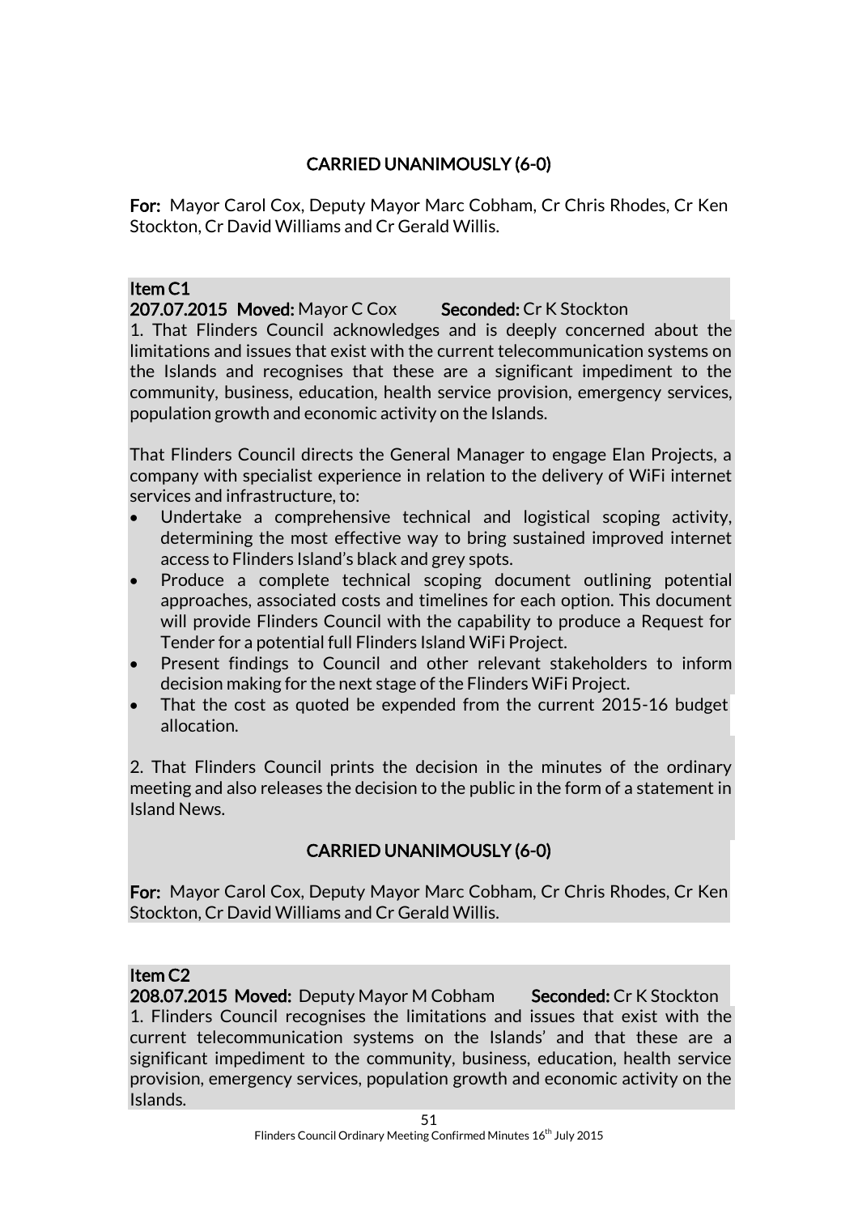**CARRIED UNANIMOUSLY (6-0)**

**For:** Mayor Carol Cox, Deputy Mayor Marc Cobham, Cr Chris Rhodes, Cr Ken Stockton, Cr David Williams and Cr Gerald Willis.

**Item C1**
**207.07.2015 Moved:** Mayor C Cox **Seconded:** Cr K Stockton

1. That Flinders Council acknowledges and is deeply concerned about the limitations and issues that exist with the current telecommunication systems on the Islands and recognises that these are a significant impediment to the community, business, education, health service provision, emergency services, population growth and economic activity on the Islands.

That Flinders Council directs the General Manager to engage Elan Projects, a company with specialist experience in relation to the delivery of WiFi internet services and infrastructure, to:

- Undertake a comprehensive technical and logistical scoping activity, determining the most effective way to bring sustained improved internet access to Flinders Island's black and grey spots.
- Produce a complete technical scoping document outlining potential approaches, associated costs and timelines for each option. This document will provide Flinders Council with the capability to produce a Request for Tender for a potential full Flinders Island WiFi Project.
- Present findings to Council and other relevant stakeholders to inform decision making for the next stage of the Flinders WiFi Project.
- That the cost as quoted be expended from the current 2015-16 budget allocation.

2. That Flinders Council prints the decision in the minutes of the ordinary meeting and also releases the decision to the public in the form of a statement in Island News.

**CARRIED UNANIMOUSLY (6-0)**

**For:** Mayor Carol Cox, Deputy Mayor Marc Cobham, Cr Chris Rhodes, Cr Ken Stockton, Cr David Williams and Cr Gerald Willis.

**Item C2**
**208.07.2015 Moved:** Deputy Mayor M Cobham **Seconded:** Cr K Stockton

1. Flinders Council recognises the limitations and issues that exist with the current telecommunication systems on the Islands' and that these are a significant impediment to the community, business, education, health service provision, emergency services, population growth and economic activity on the Islands.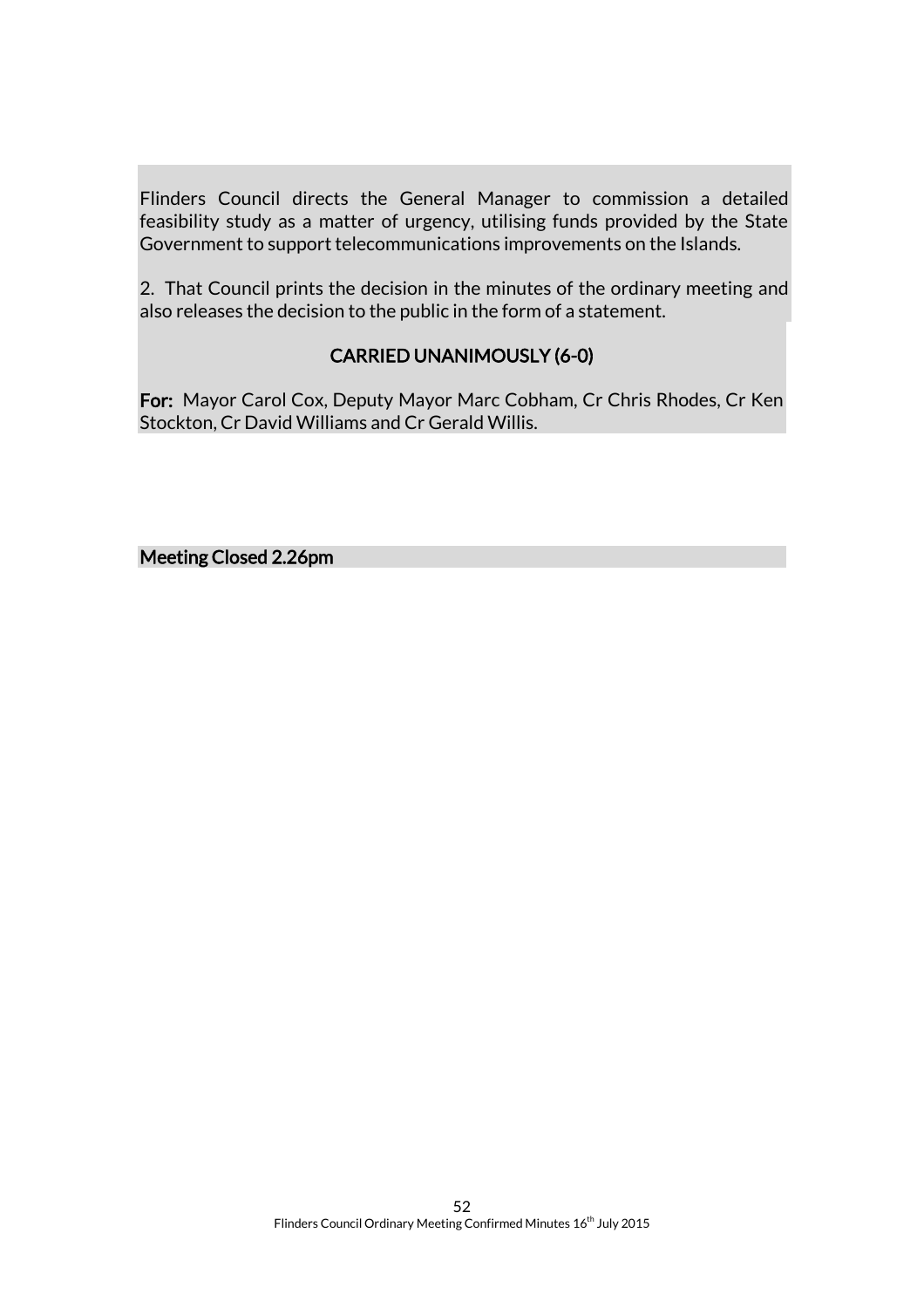Flinders Council directs the General Manager to commission a detailed feasibility study as a matter of urgency, utilising funds provided by the State Government to support telecommunications improvements on the Islands.

2. That Council prints the decision in the minutes of the ordinary meeting and also releases the decision to the public in the form of a statement.

**CARRIED UNANIMOUSLY (6-0)**

**For:** Mayor Carol Cox, Deputy Mayor Marc Cobham, Cr Chris Rhodes, Cr Ken Stockton, Cr David Williams and Cr Gerald Willis.

**Meeting Closed 2.26pm**